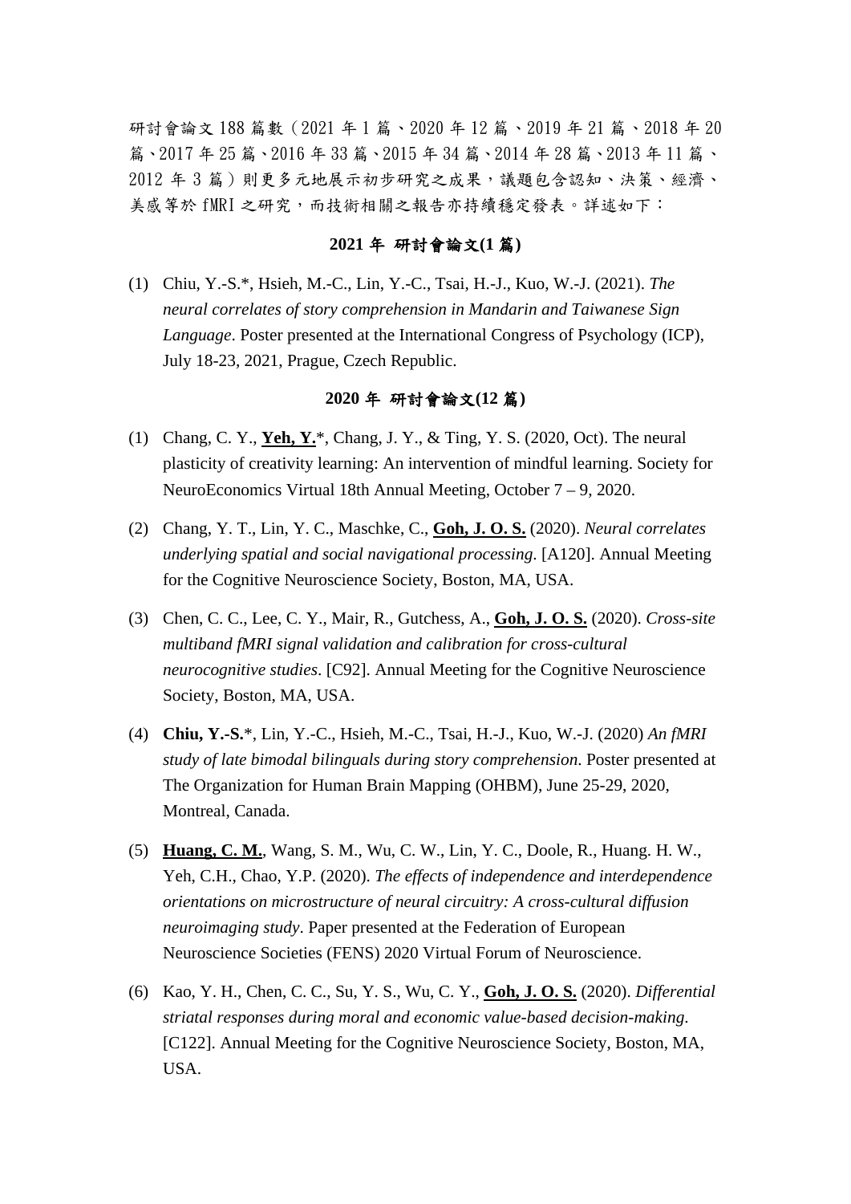研討會論文 188 篇數（2021 年 1 篇、2020 年 12 篇、2019 年 21 篇、2018 年 20 篇、2017 年 25 篇、2016 年 33 篇、2015 年 34 篇、2014 年 28 篇、2013 年 11 篇、2012 年 3 篇）則更多元地展示初步研究之成果，議題包含認知、決策、經濟、美感等於 fMRI 之研究，而技術相關之報告亦持續穩定發表。詳述如下：

### 2021 年 研討會論文(1 篇)

(1) Chiu, Y.-S.*, Hsieh, M.-C., Lin, Y.-C., Tsai, H.-J., Kuo, W.-J. (2021). *The neural correlates of story comprehension in Mandarin and Taiwanese Sign Language*. Poster presented at the International Congress of Psychology (ICP), July 18-23, 2021, Prague, Czech Republic.

### 2020 年 研討會論文(12 篇)

(1) Chang, C. Y., **Yeh, Y.***, Chang, J. Y., & Ting, Y. S. (2020, Oct). The neural plasticity of creativity learning: An intervention of mindful learning. Society for NeuroEconomics Virtual 18th Annual Meeting, October 7 – 9, 2020.

(2) Chang, Y. T., Lin, Y. C., Maschke, C., **Goh, J. O. S.** (2020). *Neural correlates underlying spatial and social navigational processing*. [A120]. Annual Meeting for the Cognitive Neuroscience Society, Boston, MA, USA.

(3) Chen, C. C., Lee, C. Y., Mair, R., Gutchess, A., **Goh, J. O. S.** (2020). *Cross-site multiband fMRI signal validation and calibration for cross-cultural neurocognitive studies*. [C92]. Annual Meeting for the Cognitive Neuroscience Society, Boston, MA, USA.

(4) **Chiu, Y.-S.***, Lin, Y.-C., Hsieh, M.-C., Tsai, H.-J., Kuo, W.-J. (2020) *An fMRI study of late bimodal bilinguals during story comprehension*. Poster presented at The Organization for Human Brain Mapping (OHBM), June 25-29, 2020, Montreal, Canada.

(5) **Huang, C. M.**, Wang, S. M., Wu, C. W., Lin, Y. C., Doole, R., Huang. H. W., Yeh, C.H., Chao, Y.P. (2020). *The effects of independence and interdependence orientations on microstructure of neural circuitry: A cross-cultural diffusion neuroimaging study*. Paper presented at the Federation of European Neuroscience Societies (FENS) 2020 Virtual Forum of Neuroscience.

(6) Kao, Y. H., Chen, C. C., Su, Y. S., Wu, C. Y., **Goh, J. O. S.** (2020). *Differential striatal responses during moral and economic value-based decision-making*. [C122]. Annual Meeting for the Cognitive Neuroscience Society, Boston, MA, USA.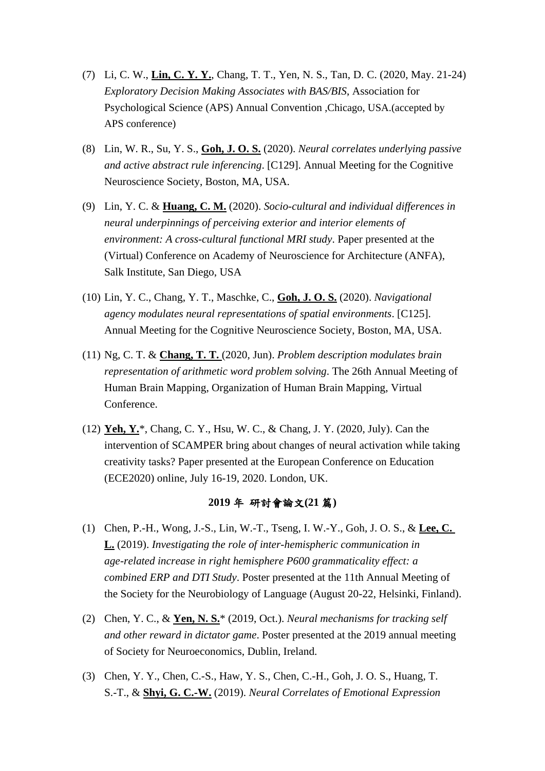(7) Li, C. W., **<u>Lin, C. Y. Y.</u>**, Chang, T. T., Yen, N. S., Tan, D. C. (2020, May. 21-24) *Exploratory Decision Making Associates with BAS/BIS*, Association for Psychological Science (APS) Annual Convention ,Chicago, USA.(accepted by APS conference)

(8) Lin, W. R., Su, Y. S., **<u>Goh, J. O. S.</u>** (2020). *Neural correlates underlying passive and active abstract rule inferencing*. [C129]. Annual Meeting for the Cognitive Neuroscience Society, Boston, MA, USA.

(9) Lin, Y. C. & **<u>Huang, C. M.</u>** (2020). *Socio-cultural and individual differences in neural underpinnings of perceiving exterior and interior elements of environment: A cross-cultural functional MRI study*. Paper presented at the (Virtual) Conference on Academy of Neuroscience for Architecture (ANFA), Salk Institute, San Diego, USA

(10) Lin, Y. C., Chang, Y. T., Maschke, C., **<u>Goh, J. O. S.</u>** (2020). *Navigational agency modulates neural representations of spatial environments*. [C125]. Annual Meeting for the Cognitive Neuroscience Society, Boston, MA, USA.

(11) Ng, C. T. & **<u>Chang, T. T.</u>** (2020, Jun). *Problem description modulates brain representation of arithmetic word problem solving*. The 26th Annual Meeting of Human Brain Mapping, Organization of Human Brain Mapping, Virtual Conference.

(12) **<u>Yeh, Y.</u>***, Chang, C. Y., Hsu, W. C., & Chang, J. Y. (2020, July). Can the intervention of SCAMPER bring about changes of neural activation while taking creativity tasks? Paper presented at the European Conference on Education (ECE2020) online, July 16-19, 2020. London, UK.

**2019 年 研討會論文(21 篇)**

(1) Chen, P.-H., Wong, J.-S., Lin, W.-T., Tseng, I. W.-Y., Goh, J. O. S., & **<u>Lee, C. L.</u>** (2019). *Investigating the role of inter-hemispheric communication in age-related increase in right hemisphere P600 grammaticality effect: a combined ERP and DTI Study*. Poster presented at the 11th Annual Meeting of the Society for the Neurobiology of Language (August 20-22, Helsinki, Finland).

(2) Chen, Y. C., & **<u>Yen, N. S.</u>*** (2019, Oct.). *Neural mechanisms for tracking self and other reward in dictator game*. Poster presented at the 2019 annual meeting of Society for Neuroeconomics, Dublin, Ireland.

(3) Chen, Y. Y., Chen, C.-S., Haw, Y. S., Chen, C.-H., Goh, J. O. S., Huang, T. S.-T., & **<u>Shyi, G. C.-W.</u>** (2019). *Neural Correlates of Emotional Expression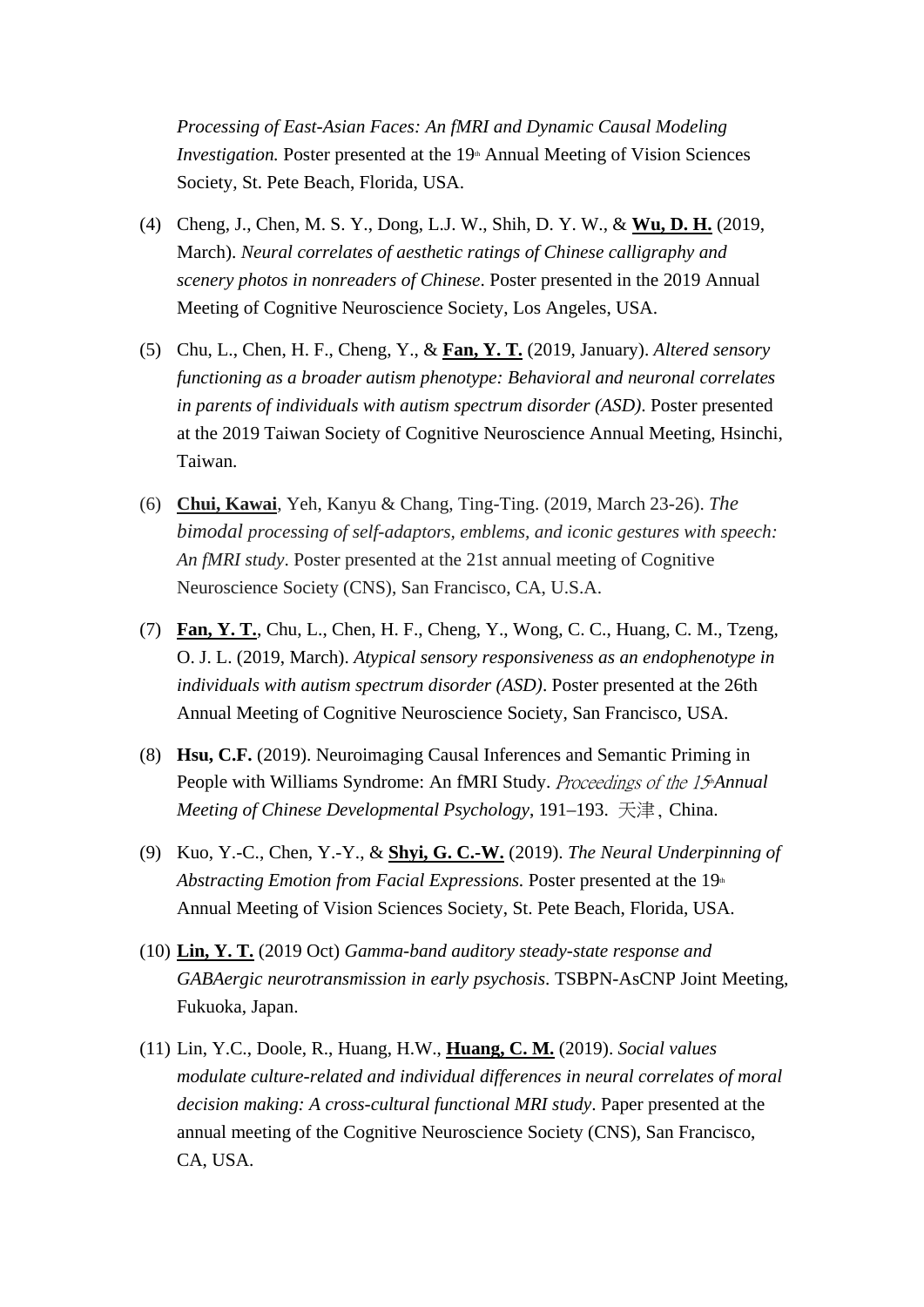*Processing of East-Asian Faces: An fMRI and Dynamic Causal Modeling Investigation.* Poster presented at the 19th Annual Meeting of Vision Sciences Society, St. Pete Beach, Florida, USA.

(4) Cheng, J., Chen, M. S. Y., Dong, L.J. W., Shih, D. Y. W., & **Wu, D. H.** (2019, March). *Neural correlates of aesthetic ratings of Chinese calligraphy and scenery photos in nonreaders of Chinese*. Poster presented in the 2019 Annual Meeting of Cognitive Neuroscience Society, Los Angeles, USA.

(5) Chu, L., Chen, H. F., Cheng, Y., & **Fan, Y. T.** (2019, January). *Altered sensory functioning as a broader autism phenotype: Behavioral and neuronal correlates in parents of individuals with autism spectrum disorder (ASD)*. Poster presented at the 2019 Taiwan Society of Cognitive Neuroscience Annual Meeting, Hsinchi, Taiwan.

(6) **Chui, Kawai**, Yeh, Kanyu & Chang, Ting-Ting. (2019, March 23-26). *The bimodal processing of self-adaptors, emblems, and iconic gestures with speech: An fMRI study*. Poster presented at the 21st annual meeting of Cognitive Neuroscience Society (CNS), San Francisco, CA, U.S.A.

(7) **Fan, Y. T.**, Chu, L., Chen, H. F., Cheng, Y., Wong, C. C., Huang, C. M., Tzeng, O. J. L. (2019, March). *Atypical sensory responsiveness as an endophenotype in individuals with autism spectrum disorder (ASD)*. Poster presented at the 26th Annual Meeting of Cognitive Neuroscience Society, San Francisco, USA.

(8) **Hsu, C.F.** (2019). Neuroimaging Causal Inferences and Semantic Priming in People with Williams Syndrome: An fMRI Study. *Proceedings of the 15th Annual Meeting of Chinese Developmental Psychology*, 191–193. 天津, China.

(9) Kuo, Y.-C., Chen, Y.-Y., & **Shyi, G. C.-W.** (2019). *The Neural Underpinning of Abstracting Emotion from Facial Expressions.* Poster presented at the 19th Annual Meeting of Vision Sciences Society, St. Pete Beach, Florida, USA.

(10) **Lin, Y. T.** (2019 Oct) *Gamma-band auditory steady-state response and GABAergic neurotransmission in early psychosis*. TSBPN-AsCNP Joint Meeting, Fukuoka, Japan.

(11) Lin, Y.C., Doole, R., Huang, H.W., **Huang, C. M.** (2019). *Social values modulate culture-related and individual differences in neural correlates of moral decision making: A cross-cultural functional MRI study*. Paper presented at the annual meeting of the Cognitive Neuroscience Society (CNS), San Francisco, CA, USA.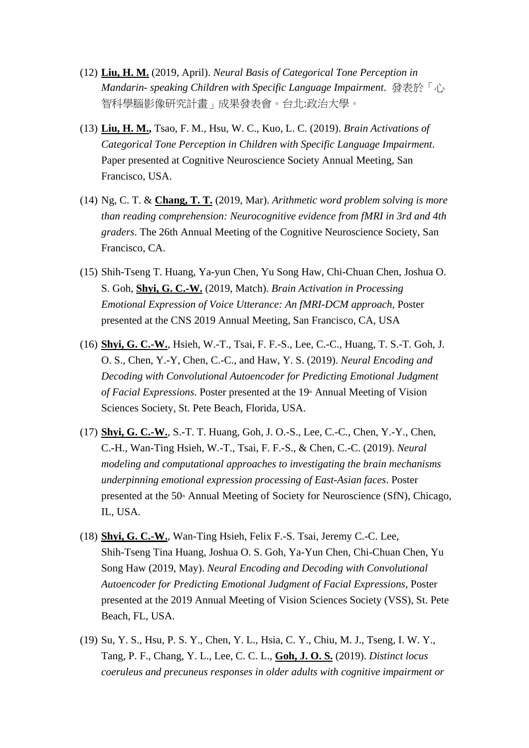(12) **<u>Liu, H. M.</u>** (2019, April). *Neural Basis of Categorical Tone Perception in Mandarin- speaking Children with Specific Language Impairment*. 發表於「心智科學腦影像研究計畫」成果發表會。台北:政治大學。

(13) **<u>Liu, H. M.,</u>** Tsao, F. M., Hsu, W. C., Kuo, L. C. (2019). *Brain Activations of Categorical Tone Perception in Children with Specific Language Impairment*. Paper presented at Cognitive Neuroscience Society Annual Meeting, San Francisco, USA.

(14) Ng, C. T. & **<u>Chang, T. T.</u>** (2019, Mar). *Arithmetic word problem solving is more than reading comprehension: Neurocognitive evidence from fMRI in 3rd and 4th graders*. The 26th Annual Meeting of the Cognitive Neuroscience Society, San Francisco, CA.

(15) Shih-Tseng T. Huang, Ya-yun Chen, Yu Song Haw, Chi-Chuan Chen, Joshua O. S. Goh, **<u>Shyi, G. C.-W.</u>** (2019, Match). *Brain Activation in Processing Emotional Expression of Voice Utterance: An fMRI-DCM approach,* Poster presented at the CNS 2019 Annual Meeting, San Francisco, CA, USA

(16) **<u>Shyi, G. C.-W.</u>**, Hsieh, W.-T., Tsai, F. F.-S., Lee, C.-C., Huang, T. S.-T. Goh, J. O. S., Chen, Y.-Y, Chen, C.-C., and Haw, Y. S. (2019). *Neural Encoding and Decoding with Convolutional Autoencoder for Predicting Emotional Judgment of Facial Expressions.* Poster presented at the 19th Annual Meeting of Vision Sciences Society, St. Pete Beach, Florida, USA.

(17) **<u>Shyi, G. C.-W.</u>**, S.-T. T. Huang, Goh, J. O.-S., Lee, C.-C., Chen, Y.-Y., Chen, C.-H., Wan-Ting Hsieh, W.-T., Tsai, F. F.-S., & Chen, C.-C. (2019). *Neural modeling and computational approaches to investigating the brain mechanisms underpinning emotional expression processing of East-Asian faces*. Poster presented at the 50th Annual Meeting of Society for Neuroscience (SfN), Chicago, IL, USA.

(18) **<u>Shyi, G. C.-W.</u>**, Wan-Ting Hsieh, Felix F.-S. Tsai, Jeremy C.-C. Lee, Shih-Tseng Tina Huang, Joshua O. S. Goh, Ya-Yun Chen, Chi-Chuan Chen, Yu Song Haw (2019, May). *Neural Encoding and Decoding with Convolutional Autoencoder for Predicting Emotional Judgment of Facial Expressions,* Poster presented at the 2019 Annual Meeting of Vision Sciences Society (VSS), St. Pete Beach, FL, USA.

(19) Su, Y. S., Hsu, P. S. Y., Chen, Y. L., Hsia, C. Y., Chiu, M. J., Tseng, I. W. Y., Tang, P. F., Chang, Y. L., Lee, C. C. L., **<u>Goh, J. O. S.</u>** (2019). *Distinct locus coeruleus and precuneus responses in older adults with cognitive impairment or*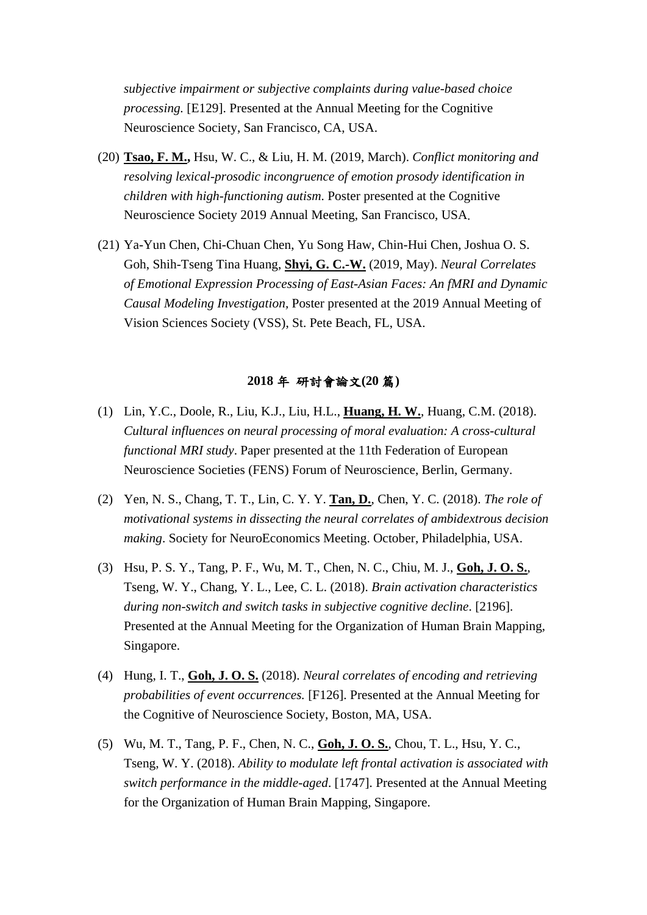*subjective impairment or subjective complaints during value-based choice processing.* [E129]. Presented at the Annual Meeting for the Cognitive Neuroscience Society, San Francisco, CA, USA.

(20) **Tsao, F. M.,** Hsu, W. C., & Liu, H. M. (2019, March). *Conflict monitoring and resolving lexical-prosodic incongruence of emotion prosody identification in children with high-functioning autism*. Poster presented at the Cognitive Neuroscience Society 2019 Annual Meeting, San Francisco, USA.

(21) Ya-Yun Chen, Chi-Chuan Chen, Yu Song Haw, Chin-Hui Chen, Joshua O. S. Goh, Shih-Tseng Tina Huang, **Shyi, G. C.-W.** (2019, May). *Neural Correlates of Emotional Expression Processing of East-Asian Faces: An fMRI and Dynamic Causal Modeling Investigation,* Poster presented at the 2019 Annual Meeting of Vision Sciences Society (VSS), St. Pete Beach, FL, USA.

### 2018 年 研討會論文(20 篇)

(1) Lin, Y.C., Doole, R., Liu, K.J., Liu, H.L., **Huang, H. W.**, Huang, C.M. (2018). *Cultural influences on neural processing of moral evaluation: A cross-cultural functional MRI study*. Paper presented at the 11th Federation of European Neuroscience Societies (FENS) Forum of Neuroscience, Berlin, Germany.

(2) Yen, N. S., Chang, T. T., Lin, C. Y. Y. **Tan, D.**, Chen, Y. C. (2018). *The role of motivational systems in dissecting the neural correlates of ambidextrous decision making*. Society for NeuroEconomics Meeting. October, Philadelphia, USA.

(3) Hsu, P. S. Y., Tang, P. F., Wu, M. T., Chen, N. C., Chiu, M. J., **Goh, J. O. S.**, Tseng, W. Y., Chang, Y. L., Lee, C. L. (2018). *Brain activation characteristics during non-switch and switch tasks in subjective cognitive decline*. [2196]. Presented at the Annual Meeting for the Organization of Human Brain Mapping, Singapore.

(4) Hung, I. T., **Goh, J. O. S.** (2018). *Neural correlates of encoding and retrieving probabilities of event occurrences.* [F126]. Presented at the Annual Meeting for the Cognitive of Neuroscience Society, Boston, MA, USA.

(5) Wu, M. T., Tang, P. F., Chen, N. C., **Goh, J. O. S.**, Chou, T. L., Hsu, Y. C., Tseng, W. Y. (2018). *Ability to modulate left frontal activation is associated with switch performance in the middle-aged*. [1747]. Presented at the Annual Meeting for the Organization of Human Brain Mapping, Singapore.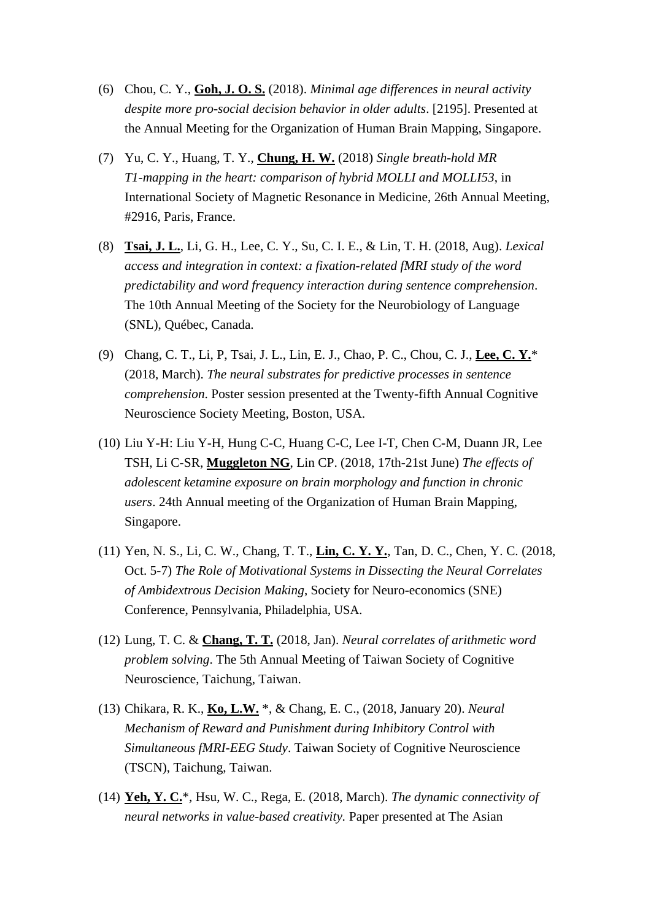(6) Chou, C. Y., **Goh, J. O. S.** (2018). *Minimal age differences in neural activity despite more pro-social decision behavior in older adults*. [2195]. Presented at the Annual Meeting for the Organization of Human Brain Mapping, Singapore.

(7) Yu, C. Y., Huang, T. Y., **Chung, H. W.** (2018) *Single breath-hold MR T1-mapping in the heart: comparison of hybrid MOLLI and MOLLI53*, in International Society of Magnetic Resonance in Medicine, 26th Annual Meeting, #2916, Paris, France.

(8) **Tsai, J. L.**, Li, G. H., Lee, C. Y., Su, C. I. E., & Lin, T. H. (2018, Aug). *Lexical access and integration in context: a fixation-related fMRI study of the word predictability and word frequency interaction during sentence comprehension*. The 10th Annual Meeting of the Society for the Neurobiology of Language (SNL), Québec, Canada.

(9) Chang, C. T., Li, P, Tsai, J. L., Lin, E. J., Chao, P. C., Chou, C. J., **Lee, C. Y.***(2018, March). *The neural substrates for predictive processes in sentence comprehension.* Poster session presented at the Twenty-fifth Annual Cognitive Neuroscience Society Meeting, Boston, USA.

(10) Liu Y-H: Liu Y-H, Hung C-C, Huang C-C, Lee I-T, Chen C-M, Duann JR, Lee TSH, Li C-SR, **Muggleton NG**, Lin CP. (2018, 17th-21st June) *The effects of adolescent ketamine exposure on brain morphology and function in chronic users*. 24th Annual meeting of the Organization of Human Brain Mapping, Singapore.

(11) Yen, N. S., Li, C. W., Chang, T. T., **Lin, C. Y. Y.**, Tan, D. C., Chen, Y. C. (2018, Oct. 5-7) *The Role of Motivational Systems in Dissecting the Neural Correlates of Ambidextrous Decision Making*, Society for Neuro-economics (SNE) Conference, Pennsylvania, Philadelphia, USA.

(12) Lung, T. C. & **Chang, T. T.** (2018, Jan). *Neural correlates of arithmetic word problem solving*. The 5th Annual Meeting of Taiwan Society of Cognitive Neuroscience, Taichung, Taiwan.

(13) Chikara, R. K., **Ko, L.W.** *, & Chang, E. C., (2018, January 20). *Neural Mechanism of Reward and Punishment during Inhibitory Control with Simultaneous fMRI-EEG Study*. Taiwan Society of Cognitive Neuroscience (TSCN), Taichung, Taiwan.

(14) **Yeh, Y. C.***, Hsu, W. C., Rega, E. (2018, March). *The dynamic connectivity of neural networks in value-based creativity.* Paper presented at The Asian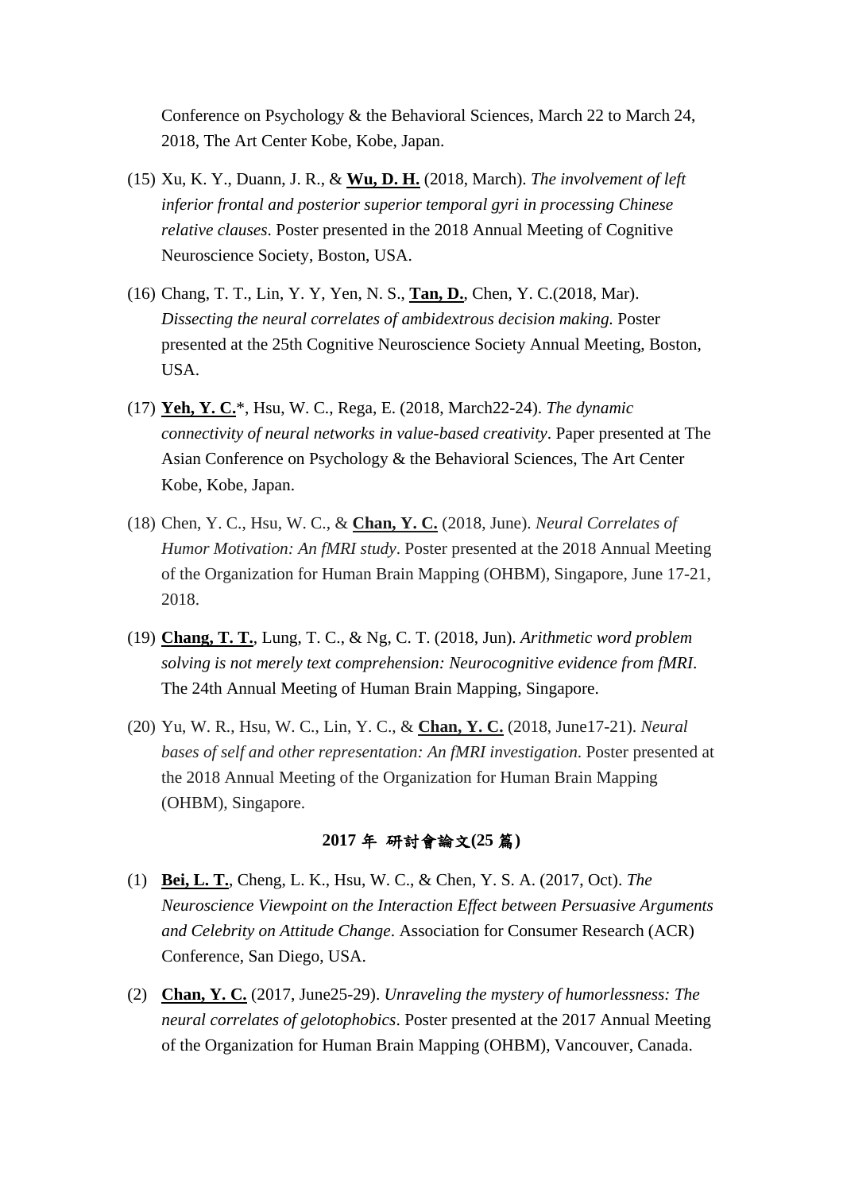Conference on Psychology & the Behavioral Sciences, March 22 to March 24, 2018, The Art Center Kobe, Kobe, Japan.

(15) Xu, K. Y., Duann, J. R., & **Wu, D. H.** (2018, March). *The involvement of left inferior frontal and posterior superior temporal gyri in processing Chinese relative clauses*. Poster presented in the 2018 Annual Meeting of Cognitive Neuroscience Society, Boston, USA.

(16) Chang, T. T., Lin, Y. Y, Yen, N. S., **Tan, D.**, Chen, Y. C.(2018, Mar). *Dissecting the neural correlates of ambidextrous decision making.* Poster presented at the 25th Cognitive Neuroscience Society Annual Meeting, Boston, USA.

(17) **Yeh, Y. C.***, Hsu, W. C., Rega, E. (2018, March22-24). *The dynamic connectivity of neural networks in value-based creativity*. Paper presented at The Asian Conference on Psychology & the Behavioral Sciences, The Art Center Kobe, Kobe, Japan.

(18) Chen, Y. C., Hsu, W. C., & **Chan, Y. C.** (2018, June). *Neural Correlates of Humor Motivation: An fMRI study*. Poster presented at the 2018 Annual Meeting of the Organization for Human Brain Mapping (OHBM), Singapore, June 17-21, 2018.

(19) **Chang, T. T.**, Lung, T. C., & Ng, C. T. (2018, Jun). *Arithmetic word problem solving is not merely text comprehension: Neurocognitive evidence from fMRI*. The 24th Annual Meeting of Human Brain Mapping, Singapore.

(20) Yu, W. R., Hsu, W. C., Lin, Y. C., & **Chan, Y. C.** (2018, June17-21). *Neural bases of self and other representation: An fMRI investigation*. Poster presented at the 2018 Annual Meeting of the Organization for Human Brain Mapping (OHBM), Singapore.

### 2017 年 研討會論文(25 篇)

(1) **Bei, L. T.**, Cheng, L. K., Hsu, W. C., & Chen, Y. S. A. (2017, Oct). *The Neuroscience Viewpoint on the Interaction Effect between Persuasive Arguments and Celebrity on Attitude Change*. Association for Consumer Research (ACR) Conference, San Diego, USA.

(2) **Chan, Y. C.** (2017, June25-29). *Unraveling the mystery of humorlessness: The neural correlates of gelotophobics*. Poster presented at the 2017 Annual Meeting of the Organization for Human Brain Mapping (OHBM), Vancouver, Canada.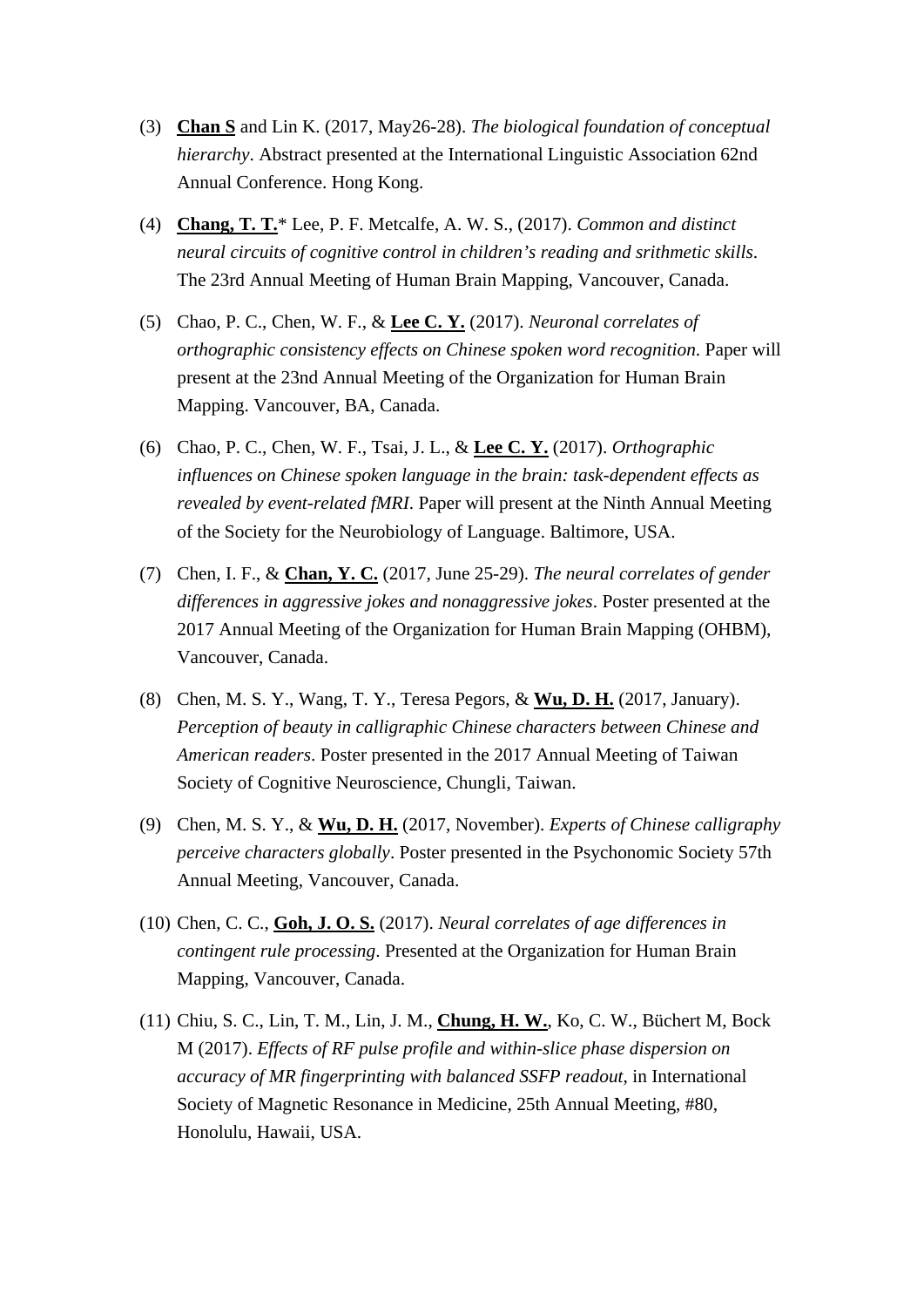(3) **Chan S** and Lin K. (2017, May26-28). *The biological foundation of conceptual hierarchy*. Abstract presented at the International Linguistic Association 62nd Annual Conference. Hong Kong.

(4) **Chang, T. T.*** Lee, P. F. Metcalfe, A. W. S., (2017). *Common and distinct neural circuits of cognitive control in children's reading and srithmetic skills*. The 23rd Annual Meeting of Human Brain Mapping, Vancouver, Canada.

(5) Chao, P. C., Chen, W. F., & **Lee C. Y.** (2017). *Neuronal correlates of orthographic consistency effects on Chinese spoken word recognition*. Paper will present at the 23nd Annual Meeting of the Organization for Human Brain Mapping. Vancouver, BA, Canada.

(6) Chao, P. C., Chen, W. F., Tsai, J. L., & **Lee C. Y.** (2017). *Orthographic influences on Chinese spoken language in the brain: task-dependent effects as revealed by event-related fMRI*. Paper will present at the Ninth Annual Meeting of the Society for the Neurobiology of Language. Baltimore, USA.

(7) Chen, I. F., & **Chan, Y. C.** (2017, June 25-29). *The neural correlates of gender differences in aggressive jokes and nonaggressive jokes*. Poster presented at the 2017 Annual Meeting of the Organization for Human Brain Mapping (OHBM), Vancouver, Canada.

(8) Chen, M. S. Y., Wang, T. Y., Teresa Pegors, & **Wu, D. H.** (2017, January). *Perception of beauty in calligraphic Chinese characters between Chinese and American readers*. Poster presented in the 2017 Annual Meeting of Taiwan Society of Cognitive Neuroscience, Chungli, Taiwan.

(9) Chen, M. S. Y., & **Wu, D. H.** (2017, November). *Experts of Chinese calligraphy perceive characters globally*. Poster presented in the Psychonomic Society 57th Annual Meeting, Vancouver, Canada.

(10) Chen, C. C., **Goh, J. O. S.** (2017). *Neural correlates of age differences in contingent rule processing*. Presented at the Organization for Human Brain Mapping, Vancouver, Canada.

(11) Chiu, S. C., Lin, T. M., Lin, J. M., **Chung, H. W.**, Ko, C. W., Büchert M, Bock M (2017). *Effects of RF pulse profile and within-slice phase dispersion on accuracy of MR fingerprinting with balanced SSFP readout*, in International Society of Magnetic Resonance in Medicine, 25th Annual Meeting, #80, Honolulu, Hawaii, USA.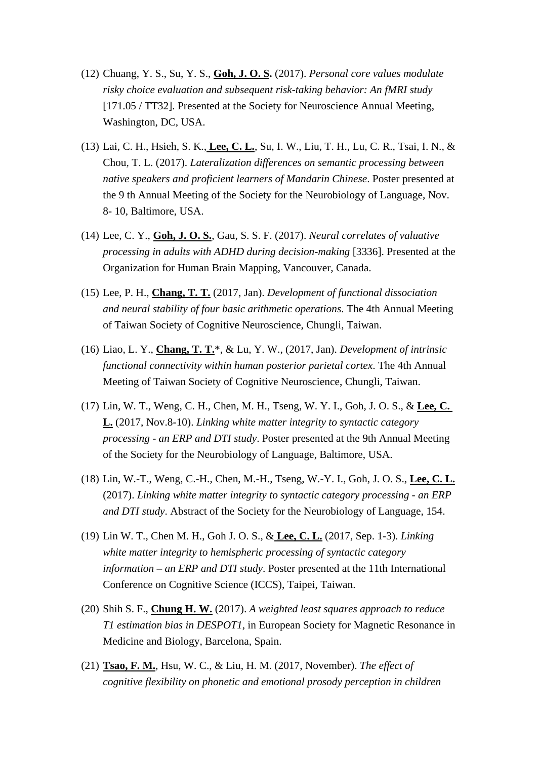(12) Chuang, Y. S., Su, Y. S., **Goh, J. O. S.** (2017). *Personal core values modulate risky choice evaluation and subsequent risk-taking behavior: An fMRI study* [171.05 / TT32]. Presented at the Society for Neuroscience Annual Meeting, Washington, DC, USA.

(13) Lai, C. H., Hsieh, S. K., **Lee, C. L.**, Su, I. W., Liu, T. H., Lu, C. R., Tsai, I. N., & Chou, T. L. (2017). *Lateralization differences on semantic processing between native speakers and proficient learners of Mandarin Chinese*. Poster presented at the 9 th Annual Meeting of the Society for the Neurobiology of Language, Nov. 8- 10, Baltimore, USA.

(14) Lee, C. Y., **Goh, J. O. S.**, Gau, S. S. F. (2017). *Neural correlates of valuative processing in adults with ADHD during decision-making* [3336]. Presented at the Organization for Human Brain Mapping, Vancouver, Canada.

(15) Lee, P. H., **Chang, T. T.** (2017, Jan). *Development of functional dissociation and neural stability of four basic arithmetic operations*. The 4th Annual Meeting of Taiwan Society of Cognitive Neuroscience, Chungli, Taiwan.

(16) Liao, L. Y., **Chang, T. T.***, & Lu, Y. W., (2017, Jan). *Development of intrinsic functional connectivity within human posterior parietal cortex*. The 4th Annual Meeting of Taiwan Society of Cognitive Neuroscience, Chungli, Taiwan.

(17) Lin, W. T., Weng, C. H., Chen, M. H., Tseng, W. Y. I., Goh, J. O. S., & **Lee, C. L.** (2017, Nov.8-10). *Linking white matter integrity to syntactic category processing - an ERP and DTI study*. Poster presented at the 9th Annual Meeting of the Society for the Neurobiology of Language, Baltimore, USA.

(18) Lin, W.-T., Weng, C.-H., Chen, M.-H., Tseng, W.-Y. I., Goh, J. O. S., **Lee, C. L.** (2017). *Linking white matter integrity to syntactic category processing - an ERP and DTI study*. Abstract of the Society for the Neurobiology of Language, 154.

(19) Lin W. T., Chen M. H., Goh J. O. S., & **Lee, C. L.** (2017, Sep. 1-3). *Linking white matter integrity to hemispheric processing of syntactic category information – an ERP and DTI study*. Poster presented at the 11th International Conference on Cognitive Science (ICCS), Taipei, Taiwan.

(20) Shih S. F., **Chung H. W.** (2017). *A weighted least squares approach to reduce T1 estimation bias in DESPOT1*, in European Society for Magnetic Resonance in Medicine and Biology, Barcelona, Spain.

(21) **Tsao, F. M.**, Hsu, W. C., & Liu, H. M. (2017, November). *The effect of cognitive flexibility on phonetic and emotional prosody perception in children*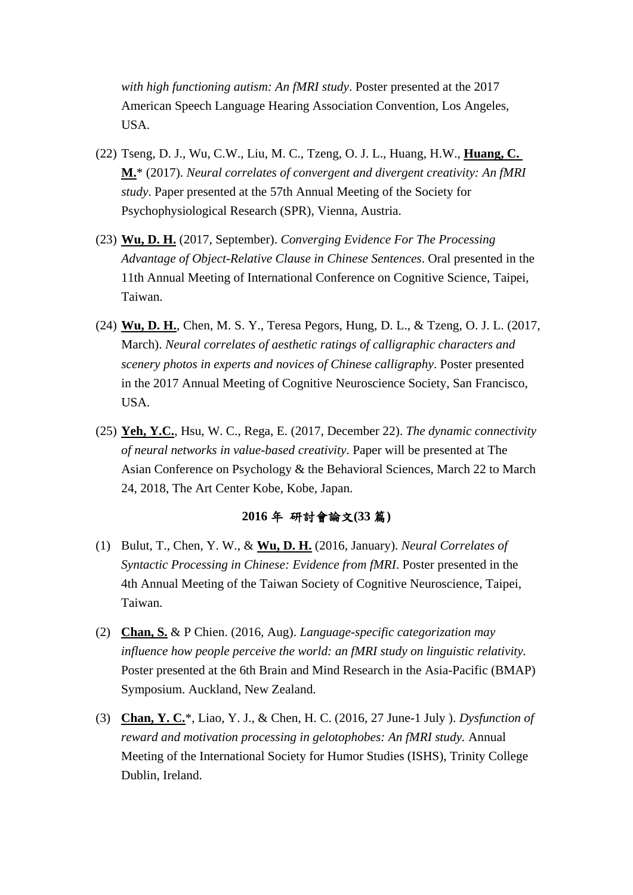*with high functioning autism: An fMRI study*. Poster presented at the 2017 American Speech Language Hearing Association Convention, Los Angeles, USA.

(22) Tseng, D. J., Wu, C.W., Liu, M. C., Tzeng, O. J. L., Huang, H.W., **Huang, C. M.*** (2017). *Neural correlates of convergent and divergent creativity: An fMRI study*. Paper presented at the 57th Annual Meeting of the Society for Psychophysiological Research (SPR), Vienna, Austria.

(23) **Wu, D. H.** (2017, September). *Converging Evidence For The Processing Advantage of Object-Relative Clause in Chinese Sentences*. Oral presented in the 11th Annual Meeting of International Conference on Cognitive Science, Taipei, Taiwan.

(24) **Wu, D. H.**, Chen, M. S. Y., Teresa Pegors, Hung, D. L., & Tzeng, O. J. L. (2017, March). *Neural correlates of aesthetic ratings of calligraphic characters and scenery photos in experts and novices of Chinese calligraphy*. Poster presented in the 2017 Annual Meeting of Cognitive Neuroscience Society, San Francisco, USA.

(25) **Yeh, Y.C.**, Hsu, W. C., Rega, E. (2017, December 22). *The dynamic connectivity of neural networks in value-based creativity*. Paper will be presented at The Asian Conference on Psychology & the Behavioral Sciences, March 22 to March 24, 2018, The Art Center Kobe, Kobe, Japan.

**2016 年 研討會論文(33 篇)**

(1) Bulut, T., Chen, Y. W., & **Wu, D. H.** (2016, January). *Neural Correlates of Syntactic Processing in Chinese: Evidence from fMRI*. Poster presented in the 4th Annual Meeting of the Taiwan Society of Cognitive Neuroscience, Taipei, Taiwan.

(2) **Chan, S.** & P Chien. (2016, Aug). *Language-specific categorization may influence how people perceive the world: an fMRI study on linguistic relativity.* Poster presented at the 6th Brain and Mind Research in the Asia-Pacific (BMAP) Symposium. Auckland, New Zealand.

(3) **Chan, Y. C.***, Liao, Y. J., & Chen, H. C. (2016, 27 June-1 July ). *Dysfunction of reward and motivation processing in gelotophobes: An fMRI study.* Annual Meeting of the International Society for Humor Studies (ISHS), Trinity College Dublin, Ireland.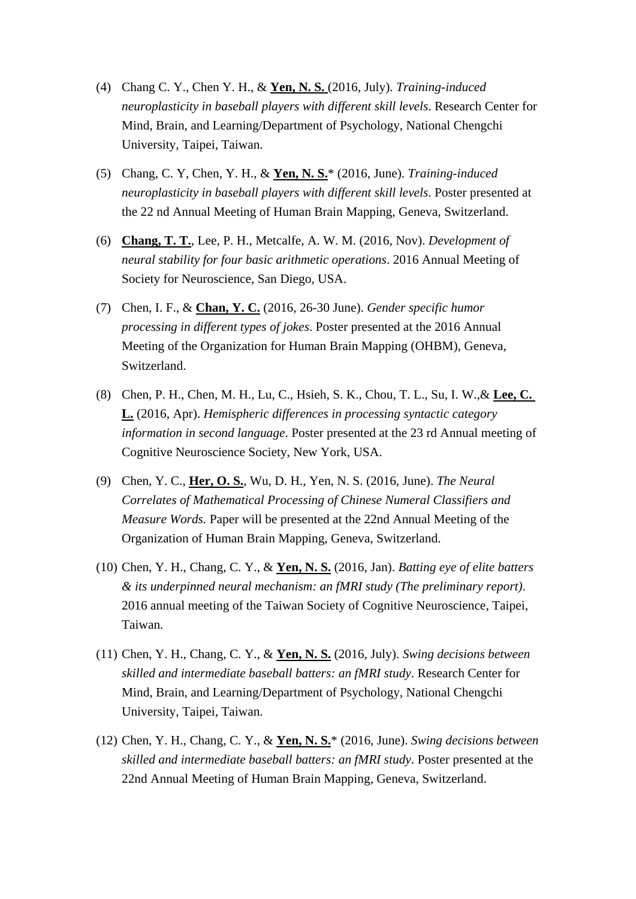(4) Chang C. Y., Chen Y. H., & **Yen, N. S.** (2016, July). *Training-induced neuroplasticity in baseball players with different skill levels*. Research Center for Mind, Brain, and Learning/Department of Psychology, National Chengchi University, Taipei, Taiwan.

(5) Chang, C. Y, Chen, Y. H., & **Yen, N. S.*** (2016, June). *Training-induced neuroplasticity in baseball players with different skill levels*. Poster presented at the 22 nd Annual Meeting of Human Brain Mapping, Geneva, Switzerland.

(6) **Chang, T. T.**, Lee, P. H., Metcalfe, A. W. M. (2016, Nov). *Development of neural stability for four basic arithmetic operations*. 2016 Annual Meeting of Society for Neuroscience, San Diego, USA.

(7) Chen, I. F., & **Chan, Y. C.** (2016, 26-30 June). *Gender specific humor processing in different types of jokes*. Poster presented at the 2016 Annual Meeting of the Organization for Human Brain Mapping (OHBM), Geneva, Switzerland.

(8) Chen, P. H., Chen, M. H., Lu, C., Hsieh, S. K., Chou, T. L., Su, I. W.,& **Lee, C. L.** (2016, Apr). *Hemispheric differences in processing syntactic category information in second language*. Poster presented at the 23 rd Annual meeting of Cognitive Neuroscience Society, New York, USA.

(9) Chen, Y. C., **Her, O. S.**, Wu, D. H., Yen, N. S. (2016, June). *The Neural Correlates of Mathematical Processing of Chinese Numeral Classifiers and Measure Words.* Paper will be presented at the 22nd Annual Meeting of the Organization of Human Brain Mapping, Geneva, Switzerland.

(10) Chen, Y. H., Chang, C. Y., & **Yen, N. S.** (2016, Jan). *Batting eye of elite batters & its underpinned neural mechanism: an fMRI study (The preliminary report)*. 2016 annual meeting of the Taiwan Society of Cognitive Neuroscience, Taipei, Taiwan.

(11) Chen, Y. H., Chang, C. Y., & **Yen, N. S.** (2016, July). *Swing decisions between skilled and intermediate baseball batters: an fMRI study*. Research Center for Mind, Brain, and Learning/Department of Psychology, National Chengchi University, Taipei, Taiwan.

(12) Chen, Y. H., Chang, C. Y., & **Yen, N. S.*** (2016, June). *Swing decisions between skilled and intermediate baseball batters: an fMRI study*. Poster presented at the 22nd Annual Meeting of Human Brain Mapping, Geneva, Switzerland.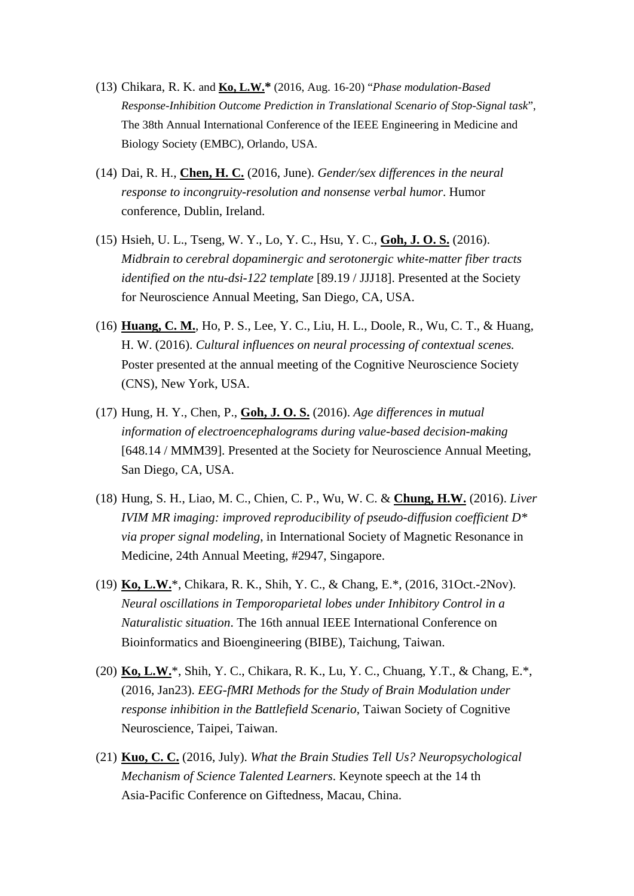(13) Chikara, R. K. and **<u>Ko, L.W.*</u>** (2016, Aug. 16-20) "*Phase modulation-Based Response-Inhibition Outcome Prediction in Translational Scenario of Stop-Signal task*", The 38th Annual International Conference of the IEEE Engineering in Medicine and Biology Society (EMBC), Orlando, USA.

(14) Dai, R. H., **<u>Chen, H. C.</u>** (2016, June). *Gender/sex differences in the neural response to incongruity-resolution and nonsense verbal humor*. Humor conference, Dublin, Ireland.

(15) Hsieh, U. L., Tseng, W. Y., Lo, Y. C., Hsu, Y. C., **<u>Goh, J. O. S.</u>** (2016). *Midbrain to cerebral dopaminergic and serotonergic white-matter fiber tracts identified on the ntu-dsi-122 template* [89.19 / JJJ18]. Presented at the Society for Neuroscience Annual Meeting, San Diego, CA, USA.

(16) **<u>Huang, C. M.</u>**, Ho, P. S., Lee, Y. C., Liu, H. L., Doole, R., Wu, C. T., & Huang, H. W. (2016). *Cultural influences on neural processing of contextual scenes.* Poster presented at the annual meeting of the Cognitive Neuroscience Society (CNS), New York, USA.

(17) Hung, H. Y., Chen, P., **<u>Goh, J. O. S.</u>** (2016). *Age differences in mutual information of electroencephalograms during value-based decision-making* [648.14 / MMM39]. Presented at the Society for Neuroscience Annual Meeting, San Diego, CA, USA.

(18) Hung, S. H., Liao, M. C., Chien, C. P., Wu, W. C. & **<u>Chung, H.W.</u>** (2016). *Liver IVIM MR imaging: improved reproducibility of pseudo-diffusion coefficient D* via proper signal modeling*, in International Society of Magnetic Resonance in Medicine, 24th Annual Meeting, #2947, Singapore.

(19) **<u>Ko, L.W.</u>***, Chikara, R. K., Shih, Y. C., & Chang, E.*, (2016, 31Oct.-2Nov). *Neural oscillations in Temporoparietal lobes under Inhibitory Control in a Naturalistic situation*. The 16th annual IEEE International Conference on Bioinformatics and Bioengineering (BIBE), Taichung, Taiwan.

(20) **<u>Ko, L.W.</u>***, Shih, Y. C., Chikara, R. K., Lu, Y. C., Chuang, Y.T., & Chang, E.*, (2016, Jan23). *EEG-fMRI Methods for the Study of Brain Modulation under response inhibition in the Battlefield Scenario*, Taiwan Society of Cognitive Neuroscience, Taipei, Taiwan.

(21) **<u>Kuo, C. C.</u>** (2016, July). *What the Brain Studies Tell Us? Neuropsychological Mechanism of Science Talented Learners*. Keynote speech at the 14 th Asia-Pacific Conference on Giftedness, Macau, China.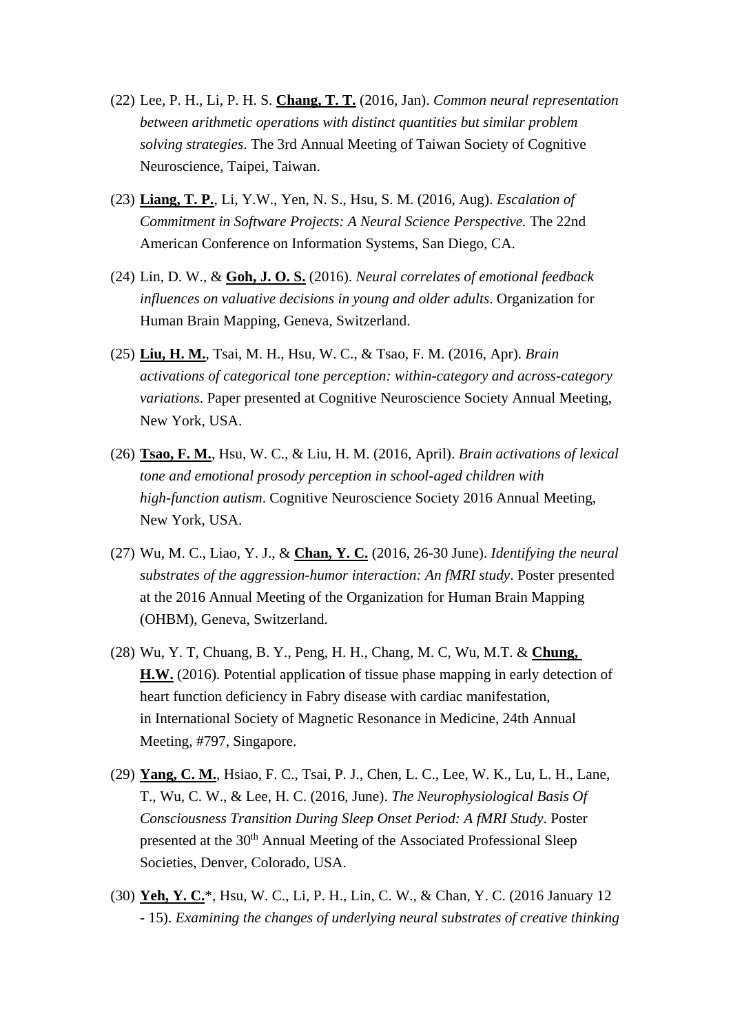(22) Lee, P. H., Li, P. H. S. **Chang, T. T.** (2016, Jan). *Common neural representation between arithmetic operations with distinct quantities but similar problem solving strategies*. The 3rd Annual Meeting of Taiwan Society of Cognitive Neuroscience, Taipei, Taiwan.

(23) **Liang, T. P.**, Li, Y.W., Yen, N. S., Hsu, S. M. (2016, Aug). *Escalation of Commitment in Software Projects: A Neural Science Perspective.* The 22nd American Conference on Information Systems, San Diego, CA.

(24) Lin, D. W., & **Goh, J. O. S.** (2016). *Neural correlates of emotional feedback influences on valuative decisions in young and older adults*. Organization for Human Brain Mapping, Geneva, Switzerland.

(25) **Liu, H. M.**, Tsai, M. H., Hsu, W. C., & Tsao, F. M. (2016, Apr). *Brain activations of categorical tone perception: within-category and across-category variations*. Paper presented at Cognitive Neuroscience Society Annual Meeting, New York, USA.

(26) **Tsao, F. M.**, Hsu, W. C., & Liu, H. M. (2016, April). *Brain activations of lexical tone and emotional prosody perception in school-aged children with high-function autism*. Cognitive Neuroscience Society 2016 Annual Meeting, New York, USA.

(27) Wu, M. C., Liao, Y. J., & **Chan, Y. C.** (2016, 26-30 June). *Identifying the neural substrates of the aggression-humor interaction: An fMRI study*. Poster presented at the 2016 Annual Meeting of the Organization for Human Brain Mapping (OHBM), Geneva, Switzerland.

(28) Wu, Y. T, Chuang, B. Y., Peng, H. H., Chang, M. C, Wu, M.T. & **Chung, H.W.** (2016). Potential application of tissue phase mapping in early detection of heart function deficiency in Fabry disease with cardiac manifestation, in International Society of Magnetic Resonance in Medicine, 24th Annual Meeting, #797, Singapore.

(29) **Yang, C. M.**, Hsiao, F. C., Tsai, P. J., Chen, L. C., Lee, W. K., Lu, L. H., Lane, T., Wu, C. W., & Lee, H. C. (2016, June). *The Neurophysiological Basis Of Consciousness Transition During Sleep Onset Period: A fMRI Study*. Poster presented at the 30th Annual Meeting of the Associated Professional Sleep Societies, Denver, Colorado, USA.

(30) **Yeh, Y. C.***, Hsu, W. C., Li, P. H., Lin, C. W., & Chan, Y. C. (2016 January 12 - 15). *Examining the changes of underlying neural substrates of creative thinking*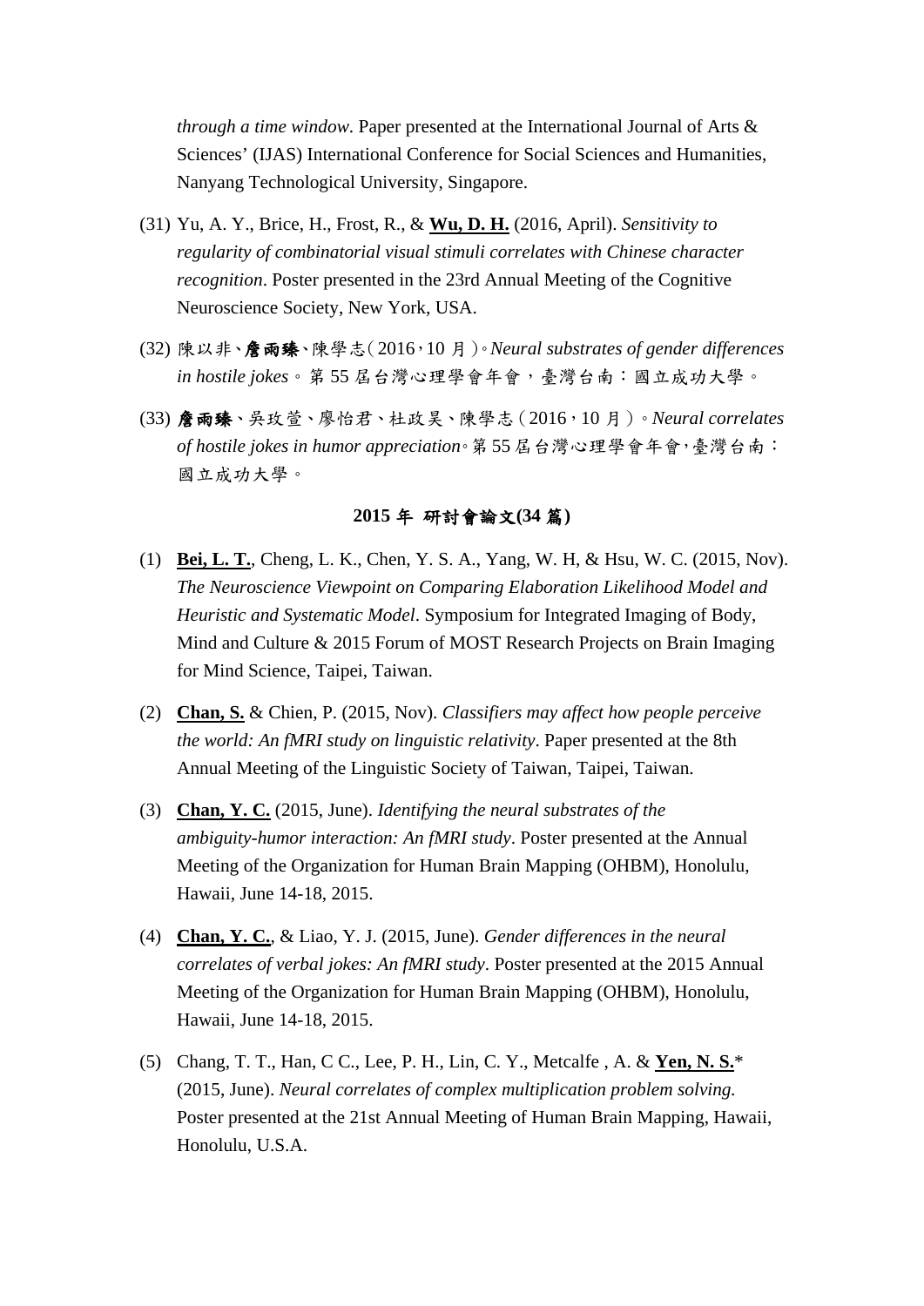*through a time window*. Paper presented at the International Journal of Arts & Sciences' (IJAS) International Conference for Social Sciences and Humanities, Nanyang Technological University, Singapore.

(31) Yu, A. Y., Brice, H., Frost, R., & **Wu, D. H.** (2016, April). *Sensitivity to regularity of combinatorial visual stimuli correlates with Chinese character recognition*. Poster presented in the 23rd Annual Meeting of the Cognitive Neuroscience Society, New York, USA.

(32) 陳以非、**詹雨臻**、陳學志（2016，10 月）。*Neural substrates of gender differences in hostile jokes*。第 55 屆台灣心理學會年會，臺灣台南：國立成功大學。

(33) **詹雨臻**、吳玫萱、廖怡君、杜政昊、陳學志（2016，10 月）。*Neural correlates of hostile jokes in humor appreciation*。第 55 屆台灣心理學會年會，臺灣台南：國立成功大學。

## 2015 年 研討會論文(34 篇)

(1) **Bei, L. T.**, Cheng, L. K., Chen, Y. S. A., Yang, W. H, & Hsu, W. C. (2015, Nov). *The Neuroscience Viewpoint on Comparing Elaboration Likelihood Model and Heuristic and Systematic Model*. Symposium for Integrated Imaging of Body, Mind and Culture & 2015 Forum of MOST Research Projects on Brain Imaging for Mind Science, Taipei, Taiwan.

(2) **Chan, S.** & Chien, P. (2015, Nov). *Classifiers may affect how people perceive the world: An fMRI study on linguistic relativity*. Paper presented at the 8th Annual Meeting of the Linguistic Society of Taiwan, Taipei, Taiwan.

(3) **Chan, Y. C.** (2015, June). *Identifying the neural substrates of the ambiguity-humor interaction: An fMRI study*. Poster presented at the Annual Meeting of the Organization for Human Brain Mapping (OHBM), Honolulu, Hawaii, June 14-18, 2015.

(4) **Chan, Y. C.**, & Liao, Y. J. (2015, June). *Gender differences in the neural correlates of verbal jokes: An fMRI study*. Poster presented at the 2015 Annual Meeting of the Organization for Human Brain Mapping (OHBM), Honolulu, Hawaii, June 14-18, 2015.

(5) Chang, T. T., Han, C C., Lee, P. H., Lin, C. Y., Metcalfe , A. & **Yen, N. S.**\* (2015, June). *Neural correlates of complex multiplication problem solving.* Poster presented at the 21st Annual Meeting of Human Brain Mapping, Hawaii, Honolulu, U.S.A.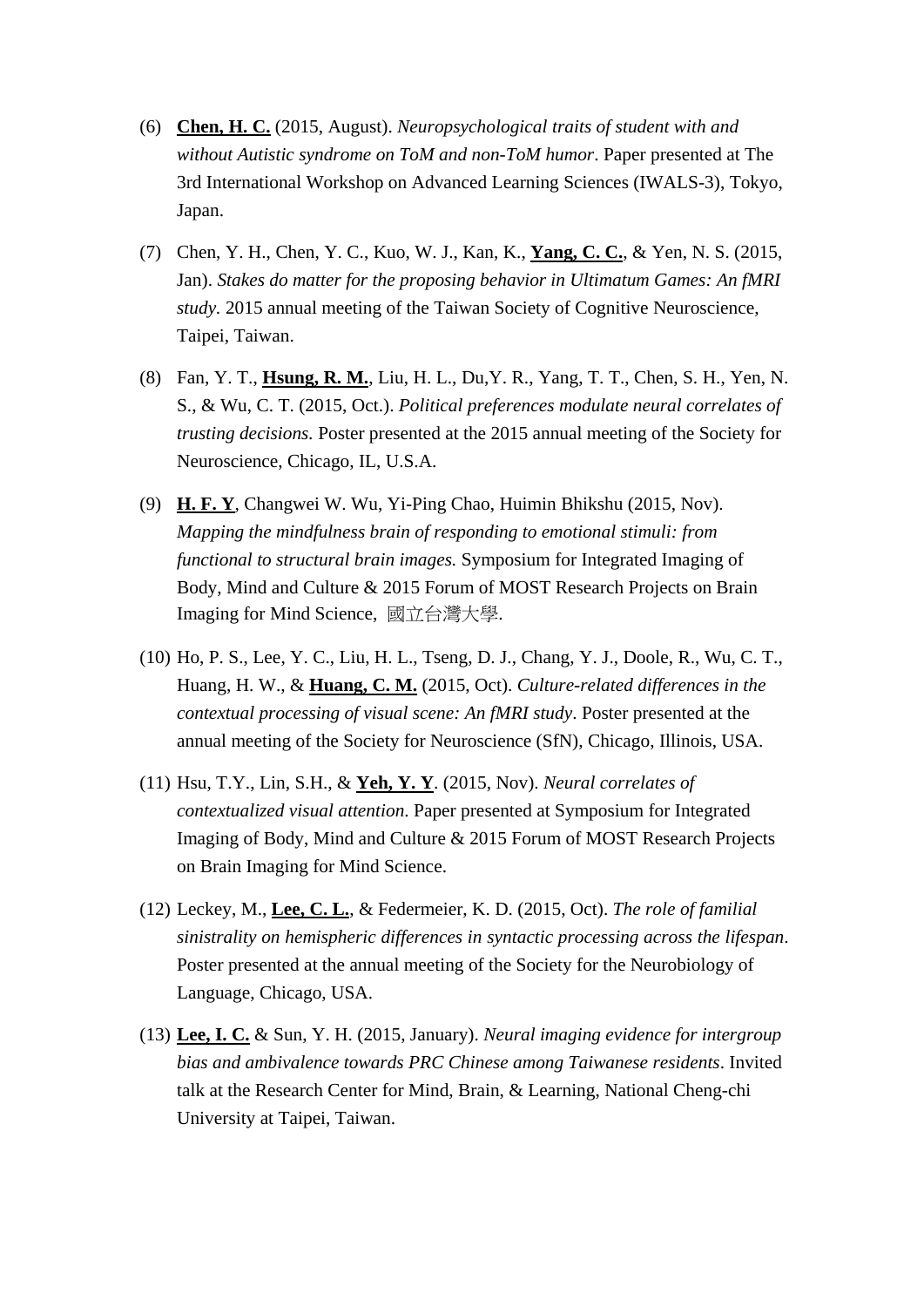(6) **<u>Chen, H. C.</u>** (2015, August). *Neuropsychological traits of student with and without Autistic syndrome on ToM and non-ToM humor*. Paper presented at The 3rd International Workshop on Advanced Learning Sciences (IWALS-3), Tokyo, Japan.

(7) Chen, Y. H., Chen, Y. C., Kuo, W. J., Kan, K., **<u>Yang, C. C.</u>**, & Yen, N. S. (2015, Jan). *Stakes do matter for the proposing behavior in Ultimatum Games: An fMRI study.* 2015 annual meeting of the Taiwan Society of Cognitive Neuroscience, Taipei, Taiwan.

(8) Fan, Y. T., **<u>Hsung, R. M.</u>**, Liu, H. L., Du,Y. R., Yang, T. T., Chen, S. H., Yen, N. S., & Wu, C. T. (2015, Oct.). *Political preferences modulate neural correlates of trusting decisions.* Poster presented at the 2015 annual meeting of the Society for Neuroscience, Chicago, IL, U.S.A.

(9) **<u>H. F. Y</u>**, Changwei W. Wu, Yi-Ping Chao, Huimin Bhikshu (2015, Nov). *Mapping the mindfulness brain of responding to emotional stimuli: from functional to structural brain images.* Symposium for Integrated Imaging of Body, Mind and Culture & 2015 Forum of MOST Research Projects on Brain Imaging for Mind Science, 國立台灣大學.

(10) Ho, P. S., Lee, Y. C., Liu, H. L., Tseng, D. J., Chang, Y. J., Doole, R., Wu, C. T., Huang, H. W., & **<u>Huang, C. M.</u>** (2015, Oct). *Culture-related differences in the contextual processing of visual scene: An fMRI study*. Poster presented at the annual meeting of the Society for Neuroscience (SfN), Chicago, Illinois, USA.

(11) Hsu, T.Y., Lin, S.H., & **<u>Yeh, Y. Y</u>**. (2015, Nov). *Neural correlates of contextualized visual attention*. Paper presented at Symposium for Integrated Imaging of Body, Mind and Culture & 2015 Forum of MOST Research Projects on Brain Imaging for Mind Science.

(12) Leckey, M., **<u>Lee, C. L.</u>**, & Federmeier, K. D. (2015, Oct). *The role of familial sinistrality on hemispheric differences in syntactic processing across the lifespan*. Poster presented at the annual meeting of the Society for the Neurobiology of Language, Chicago, USA.

(13) **<u>Lee, I. C.</u>** & Sun, Y. H. (2015, January). *Neural imaging evidence for intergroup bias and ambivalence towards PRC Chinese among Taiwanese residents*. Invited talk at the Research Center for Mind, Brain, & Learning, National Cheng-chi University at Taipei, Taiwan.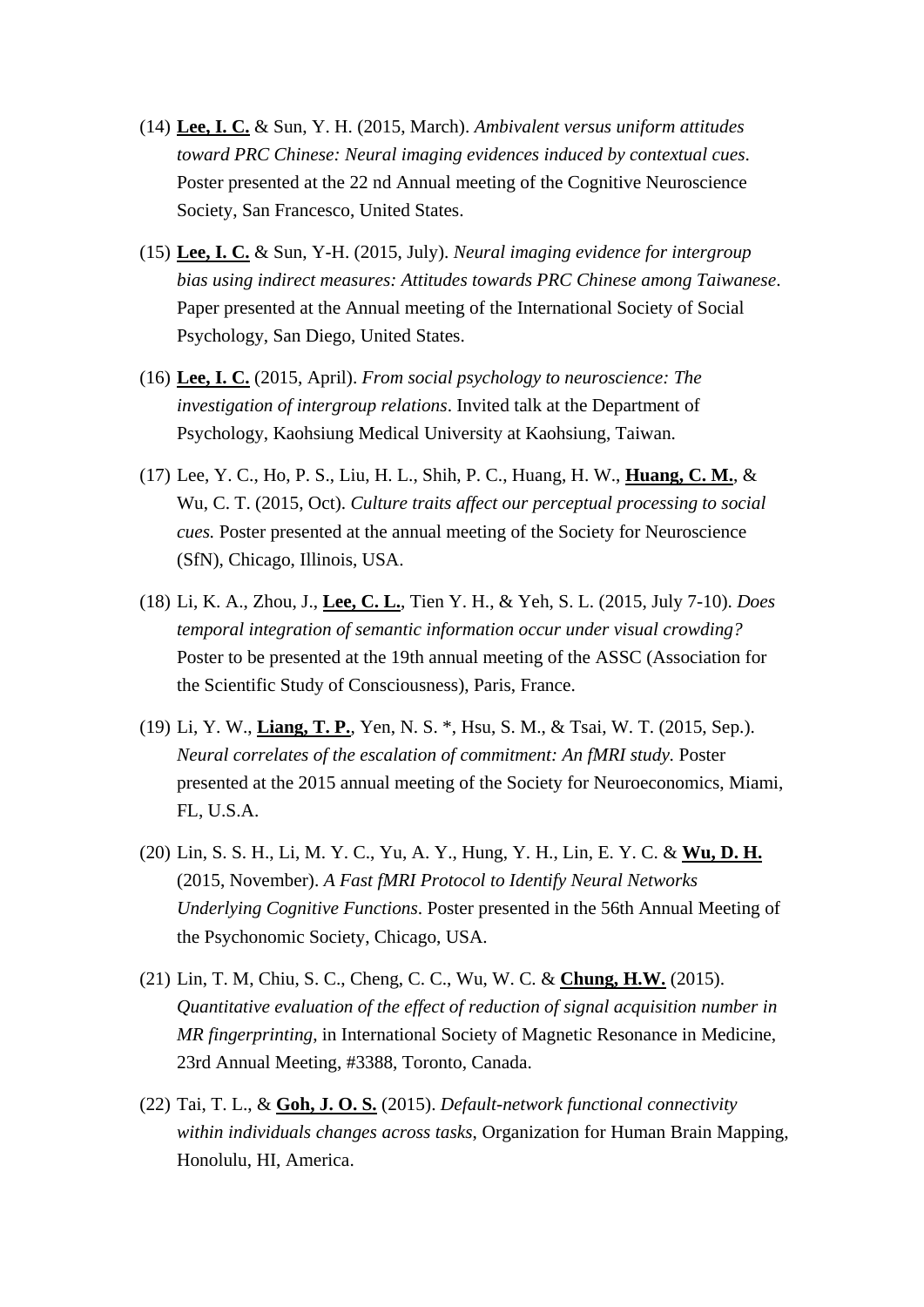(14) **<u>Lee, I. C.</u>** & Sun, Y. H. (2015, March). *Ambivalent versus uniform attitudes toward PRC Chinese: Neural imaging evidences induced by contextual cues*. Poster presented at the 22 nd Annual meeting of the Cognitive Neuroscience Society, San Francesco, United States.

(15) **<u>Lee, I. C.</u>** & Sun, Y-H. (2015, July). *Neural imaging evidence for intergroup bias using indirect measures: Attitudes towards PRC Chinese among Taiwanese*. Paper presented at the Annual meeting of the International Society of Social Psychology, San Diego, United States.

(16) **<u>Lee, I. C.</u>** (2015, April). *From social psychology to neuroscience: The investigation of intergroup relations*. Invited talk at the Department of Psychology, Kaohsiung Medical University at Kaohsiung, Taiwan.

(17) Lee, Y. C., Ho, P. S., Liu, H. L., Shih, P. C., Huang, H. W., **<u>Huang, C. M.</u>**, & Wu, C. T. (2015, Oct). *Culture traits affect our perceptual processing to social cues.* Poster presented at the annual meeting of the Society for Neuroscience (SfN), Chicago, Illinois, USA.

(18) Li, K. A., Zhou, J., **<u>Lee, C. L.</u>**, Tien Y. H., & Yeh, S. L. (2015, July 7-10). *Does temporal integration of semantic information occur under visual crowding?* Poster to be presented at the 19th annual meeting of the ASSC (Association for the Scientific Study of Consciousness), Paris, France.

(19) Li, Y. W., **<u>Liang, T. P.</u>**, Yen, N. S. *, Hsu, S. M., & Tsai, W. T. (2015, Sep.). *Neural correlates of the escalation of commitment: An fMRI study.* Poster presented at the 2015 annual meeting of the Society for Neuroeconomics, Miami, FL, U.S.A.

(20) Lin, S. S. H., Li, M. Y. C., Yu, A. Y., Hung, Y. H., Lin, E. Y. C. & **<u>Wu, D. H.</u>** (2015, November). *A Fast fMRI Protocol to Identify Neural Networks Underlying Cognitive Functions*. Poster presented in the 56th Annual Meeting of the Psychonomic Society, Chicago, USA.

(21) Lin, T. M, Chiu, S. C., Cheng, C. C., Wu, W. C. & **<u>Chung, H.W.</u>** (2015). *Quantitative evaluation of the effect of reduction of signal acquisition number in MR fingerprinting*, in International Society of Magnetic Resonance in Medicine, 23rd Annual Meeting, #3388, Toronto, Canada.

(22) Tai, T. L., & **<u>Goh, J. O. S.</u>** (2015). *Default-network functional connectivity within individuals changes across tasks*, Organization for Human Brain Mapping, Honolulu, HI, America.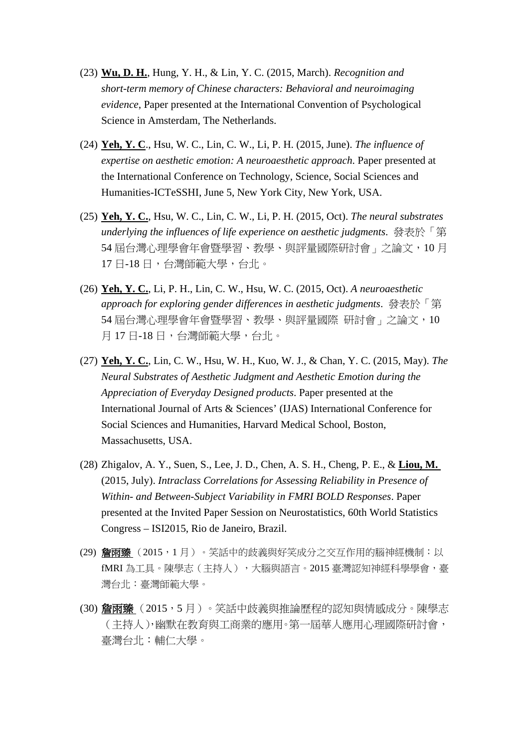(23) **Wu, D. H.**, Hung, Y. H., & Lin, Y. C. (2015, March). *Recognition and short-term memory of Chinese characters: Behavioral and neuroimaging evidence*, Paper presented at the International Convention of Psychological Science in Amsterdam, The Netherlands.

(24) **Yeh, Y. C**., Hsu, W. C., Lin, C. W., Li, P. H. (2015, June). *The influence of expertise on aesthetic emotion: A neuroaesthetic approach*. Paper presented at the International Conference on Technology, Science, Social Sciences and Humanities-ICTeSSHI, June 5, New York City, New York, USA.

(25) **Yeh, Y. C.**, Hsu, W. C., Lin, C. W., Li, P. H. (2015, Oct). *The neural substrates underlying the influences of life experience on aesthetic judgments*. 發表於「第54屆台灣心理學會年會暨學習、教學、與評量國際研討會」之論文，10月17日-18日，台灣師範大學，台北。

(26) **Yeh, Y. C.**, Li, P. H., Lin, C. W., Hsu, W. C. (2015, Oct). *A neuroaesthetic approach for exploring gender differences in aesthetic judgments*. 發表於「第54屆台灣心理學會年會暨學習、教學、與評量國際 研討會」之論文，10月17日-18日，台灣師範大學，台北。

(27) **Yeh, Y. C.**, Lin, C. W., Hsu, W. H., Kuo, W. J., & Chan, Y. C. (2015, May). *The Neural Substrates of Aesthetic Judgment and Aesthetic Emotion during the Appreciation of Everyday Designed products*. Paper presented at the International Journal of Arts & Sciences' (IJAS) International Conference for Social Sciences and Humanities, Harvard Medical School, Boston, Massachusetts, USA.

(28) Zhigalov, A. Y., Suen, S., Lee, J. D., Chen, A. S. H., Cheng, P. E., & **Liou, M.** (2015, July). *Intraclass Correlations for Assessing Reliability in Presence of Within- and Between-Subject Variability in FMRI BOLD Responses*. Paper presented at the Invited Paper Session on Neurostatistics, 60th World Statistics Congress – ISI2015, Rio de Janeiro, Brazil.

(29) **詹雨臻**（2015，1月）。笑話中的歧義與好笑成分之交互作用的腦神經機制：以fMRI為工具。陳學志（主持人），大腦與語言。2015臺灣認知神經科學學會，臺灣台北：臺灣師範大學。

(30) **詹雨臻**（2015，5月）。笑話中歧義與推論歷程的認知與情感成分。陳學志（主持人），幽默在教育與工商業的應用。第一屆華人應用心理國際研討會，臺灣台北：輔仁大學。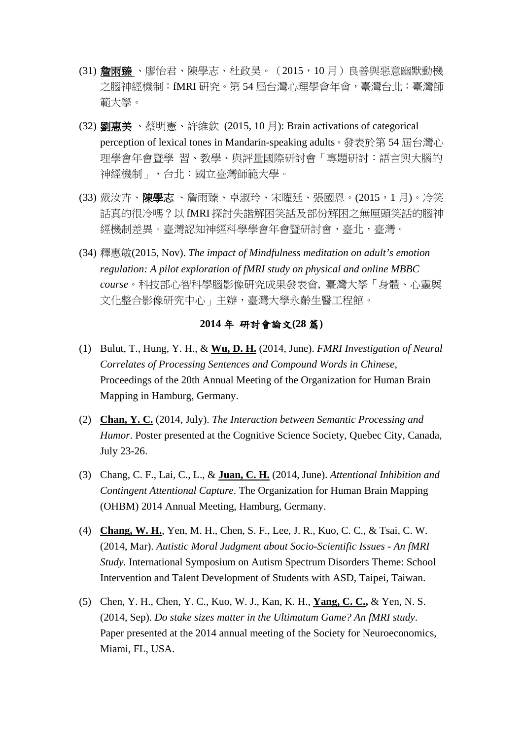(31) **<u>詹雨臻</u>**、廖怡君、陳學志、杜政昊。（2015，10 月）良善與惡意幽默動機之腦神經機制：fMRI 研究。第 54 屆台灣心理學會年會，臺灣台北：臺灣師範大學。

(32) **<u>劉惠美</u>**、蔡明憲、許維欽 (2015, 10 月): Brain activations of categorical perception of lexical tones in Mandarin-speaking adults。發表於第 54 屆台灣心理學會年會暨學 習、教學、與評量國際研討會「專題研討：語言與大腦的神經機制」，台北：國立臺灣師範大學。

(33) 戴汝卉、**<u>陳學志</u>**、詹雨臻、卓淑玲、宋曜廷、張國恩。(2015，1 月)。冷笑話真的很冷嗎？以 fMRI 探討失諧解困笑話及部份解困之無厘頭笑話的腦神經機制差異。臺灣認知神經科學學會年會暨研討會，臺北，臺灣。

(34) 釋惠敏(2015, Nov). *The impact of Mindfulness meditation on adult's emotion regulation: A pilot exploration of fMRI study on physical and online MBBC course*。科技部心智科學腦影像研究成果發表會, 臺灣大學「身體、心靈與文化整合影像研究中心」主辦，臺灣大學永齡生醫工程館。

## 2014 年 研討會論文(28 篇)

(1) Bulut, T., Hung, Y. H., & **<u>Wu, D. H.</u>** (2014, June). *FMRI Investigation of Neural Correlates of Processing Sentences and Compound Words in Chinese*, Proceedings of the 20th Annual Meeting of the Organization for Human Brain Mapping in Hamburg, Germany.

(2) **<u>Chan, Y. C.</u>** (2014, July). *The Interaction between Semantic Processing and Humor*. Poster presented at the Cognitive Science Society, Quebec City, Canada, July 23-26.

(3) Chang, C. F., Lai, C., L., & **<u>Juan, C. H.</u>** (2014, June). *Attentional Inhibition and Contingent Attentional Capture*. The Organization for Human Brain Mapping (OHBM) 2014 Annual Meeting, Hamburg, Germany.

(4) **<u>Chang, W. H.</u>**, Yen, M. H., Chen, S. F., Lee, J. R., Kuo, C. C., & Tsai, C. W. (2014, Mar). *Autistic Moral Judgment about Socio-Scientific Issues - An fMRI Study.* International Symposium on Autism Spectrum Disorders Theme: School Intervention and Talent Development of Students with ASD, Taipei, Taiwan.

(5) Chen, Y. H., Chen, Y. C., Kuo, W. J., Kan, K. H., **<u>Yang, C. C.,</u>** & Yen, N. S. (2014, Sep). *Do stake sizes matter in the Ultimatum Game? An fMRI study*. Paper presented at the 2014 annual meeting of the Society for Neuroeconomics, Miami, FL, USA.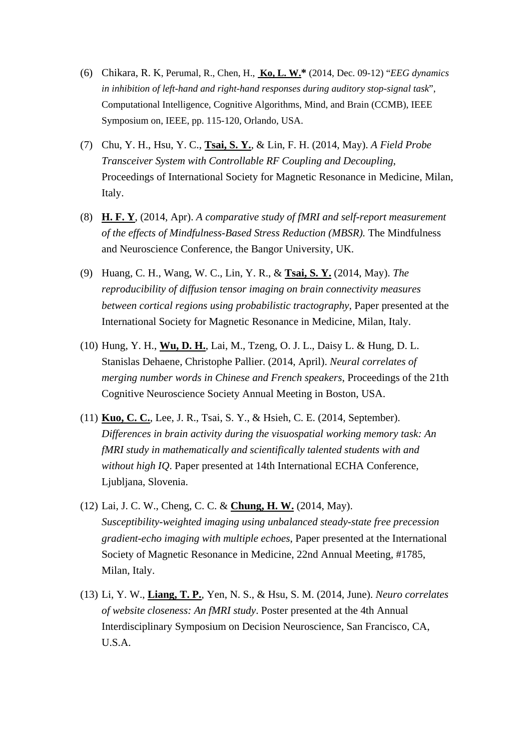(6) Chikara, R. K, Perumal, R., Chen, H., **Ko, L. W.*** (2014, Dec. 09-12) "*EEG dynamics in inhibition of left-hand and right-hand responses during auditory stop-signal task*", Computational Intelligence, Cognitive Algorithms, Mind, and Brain (CCMB), IEEE Symposium on, IEEE, pp. 115-120, Orlando, USA.

(7) Chu, Y. H., Hsu, Y. C., **Tsai, S. Y.**, & Lin, F. H. (2014, May). *A Field Probe Transceiver System with Controllable RF Coupling and Decoupling*, Proceedings of International Society for Magnetic Resonance in Medicine, Milan, Italy.

(8) **H. F. Y**, (2014, Apr). *A comparative study of fMRI and self-report measurement of the effects of Mindfulness-Based Stress Reduction (MBSR).* The Mindfulness and Neuroscience Conference, the Bangor University, UK.

(9) Huang, C. H., Wang, W. C., Lin, Y. R., & **Tsai, S. Y.** (2014, May). *The reproducibility of diffusion tensor imaging on brain connectivity measures between cortical regions using probabilistic tractography*, Paper presented at the International Society for Magnetic Resonance in Medicine, Milan, Italy.

(10) Hung, Y. H., **Wu, D. H.**, Lai, M., Tzeng, O. J. L., Daisy L. & Hung, D. L. Stanislas Dehaene, Christophe Pallier. (2014, April). *Neural correlates of merging number words in Chinese and French speakers*, Proceedings of the 21th Cognitive Neuroscience Society Annual Meeting in Boston, USA.

(11) **Kuo, C. C.**, Lee, J. R., Tsai, S. Y., & Hsieh, C. E. (2014, September). *Differences in brain activity during the visuospatial working memory task: An fMRI study in mathematically and scientifically talented students with and without high IQ*. Paper presented at 14th International ECHA Conference, Ljubljana, Slovenia.

(12) Lai, J. C. W., Cheng, C. C. & **Chung, H. W.** (2014, May). *Susceptibility-weighted imaging using unbalanced steady-state free precession gradient-echo imaging with multiple echoes*, Paper presented at the International Society of Magnetic Resonance in Medicine, 22nd Annual Meeting, #1785, Milan, Italy.

(13) Li, Y. W., **Liang, T. P.**, Yen, N. S., & Hsu, S. M. (2014, June). *Neuro correlates of website closeness: An fMRI study*. Poster presented at the 4th Annual Interdisciplinary Symposium on Decision Neuroscience, San Francisco, CA, U.S.A.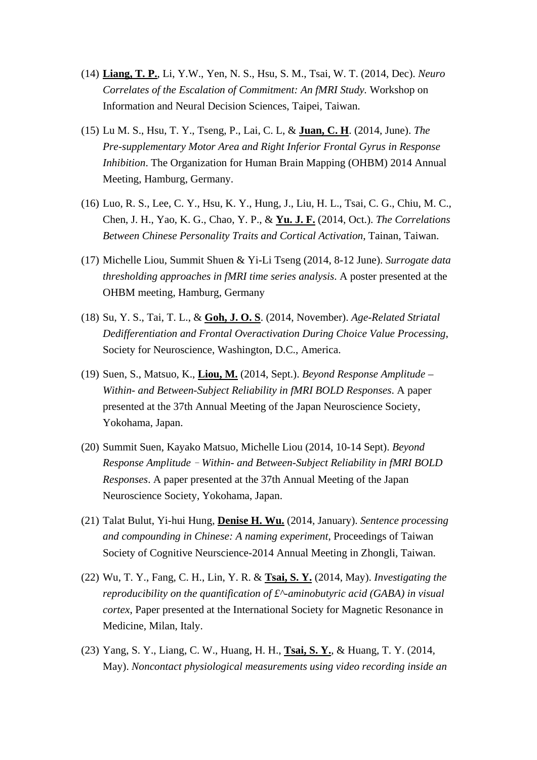(14) **<u>Liang, T. P.</u>**, Li, Y.W., Yen, N. S., Hsu, S. M., Tsai, W. T. (2014, Dec). *Neuro Correlates of the Escalation of Commitment: An fMRI Study.* Workshop on Information and Neural Decision Sciences, Taipei, Taiwan.

(15) Lu M. S., Hsu, T. Y., Tseng, P., Lai, C. L, & **<u>Juan, C. H</u>**. (2014, June). *The Pre-supplementary Motor Area and Right Inferior Frontal Gyrus in Response Inhibition*. The Organization for Human Brain Mapping (OHBM) 2014 Annual Meeting, Hamburg, Germany.

(16) Luo, R. S., Lee, C. Y., Hsu, K. Y., Hung, J., Liu, H. L., Tsai, C. G., Chiu, M. C., Chen, J. H., Yao, K. G., Chao, Y. P., & **<u>Yu. J. F.</u>** (2014, Oct.). *The Correlations Between Chinese Personality Traits and Cortical Activation*, Tainan, Taiwan.

(17) Michelle Liou, Summit Shuen & Yi-Li Tseng (2014, 8-12 June). *Surrogate data thresholding approaches in fMRI time series analysis*. A poster presented at the OHBM meeting, Hamburg, Germany

(18) Su, Y. S., Tai, T. L., & **<u>Goh, J. O. S</u>**. (2014, November). *Age-Related Striatal Dedifferentiation and Frontal Overactivation During Choice Value Processing*, Society for Neuroscience, Washington, D.C., America.

(19) Suen, S., Matsuo, K., **<u>Liou, M.</u>** (2014, Sept.). *Beyond Response Amplitude – Within- and Between-Subject Reliability in fMRI BOLD Responses*. A paper presented at the 37th Annual Meeting of the Japan Neuroscience Society, Yokohama, Japan.

(20) Summit Suen, Kayako Matsuo, Michelle Liou (2014, 10-14 Sept). *Beyond Response Amplitude – Within- and Between-Subject Reliability in fMRI BOLD Responses*. A paper presented at the 37th Annual Meeting of the Japan Neuroscience Society, Yokohama, Japan.

(21) Talat Bulut, Yi-hui Hung, **<u>Denise H. Wu.</u>** (2014, January). *Sentence processing and compounding in Chinese: A naming experiment*, Proceedings of Taiwan Society of Cognitive Neurscience-2014 Annual Meeting in Zhongli, Taiwan.

(22) Wu, T. Y., Fang, C. H., Lin, Y. R. & **<u>Tsai, S. Y.</u>** (2014, May). *Investigating the reproducibility on the quantification of £^-aminobutyric acid (GABA) in visual cortex*, Paper presented at the International Society for Magnetic Resonance in Medicine, Milan, Italy.

(23) Yang, S. Y., Liang, C. W., Huang, H. H., **<u>Tsai, S. Y.</u>**, & Huang, T. Y. (2014, May). *Noncontact physiological measurements using video recording inside an*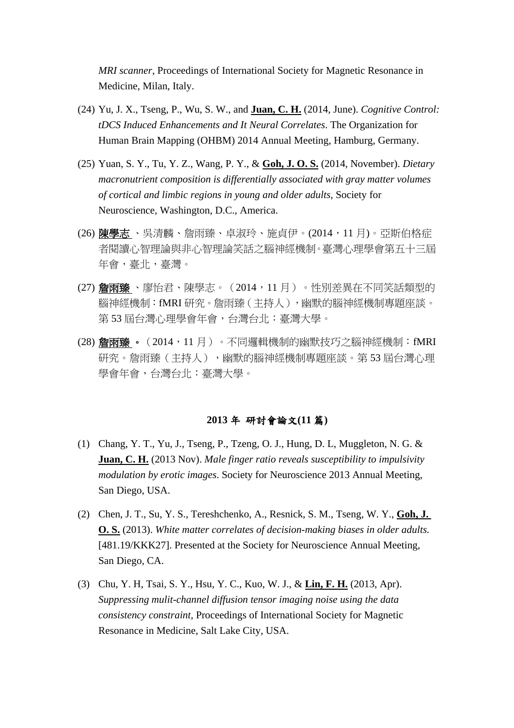*MRI scanner*, Proceedings of International Society for Magnetic Resonance in Medicine, Milan, Italy.

(24) Yu, J. X., Tseng, P., Wu, S. W., and **Juan, C. H.** (2014, June). *Cognitive Control: tDCS Induced Enhancements and It Neural Correlates*. The Organization for Human Brain Mapping (OHBM) 2014 Annual Meeting, Hamburg, Germany.

(25) Yuan, S. Y., Tu, Y. Z., Wang, P. Y., & **Goh, J. O. S.** (2014, November). *Dietary macronutrient composition is differentially associated with gray matter volumes of cortical and limbic regions in young and older adults*, Society for Neuroscience, Washington, D.C., America.

(26) **陳學志**、吳清麟、詹雨臻、卓淑玲、施貞伊。(2014，11 月)。亞斯伯格症者閱讀心智理論與非心智理論笑話之腦神經機制。臺灣心理學會第五十三屆年會，臺北，臺灣。

(27) **詹雨臻**、廖怡君、陳學志。（2014，11 月）。性別差異在不同笑話類型的腦神經機制：fMRI 研究。詹雨臻（主持人），幽默的腦神經機制專題座談。第 53 屆台灣心理學會年會，台灣台北：臺灣大學。

(28) **詹雨臻**。（2014，11 月）。不同邏輯機制的幽默技巧之腦神經機制：fMRI 研究。詹雨臻（主持人），幽默的腦神經機制專題座談。第 53 屆台灣心理學會年會，台灣台北：臺灣大學。

## 2013 年 研討會論文(11 篇)

(1) Chang, Y. T., Yu, J., Tseng, P., Tzeng, O. J., Hung, D. L, Muggleton, N. G. & **Juan, C. H.** (2013 Nov). *Male finger ratio reveals susceptibility to impulsivity modulation by erotic images*. Society for Neuroscience 2013 Annual Meeting, San Diego, USA.

(2) Chen, J. T., Su, Y. S., Tereshchenko, A., Resnick, S. M., Tseng, W. Y., **Goh, J. O. S.** (2013). *White matter correlates of decision-making biases in older adults.* [481.19/KKK27]. Presented at the Society for Neuroscience Annual Meeting, San Diego, CA.

(3) Chu, Y. H, Tsai, S. Y., Hsu, Y. C., Kuo, W. J., & **Lin, F. H.** (2013, Apr). *Suppressing mulit-channel diffusion tensor imaging noise using the data consistency constraint*, Proceedings of International Society for Magnetic Resonance in Medicine, Salt Lake City, USA.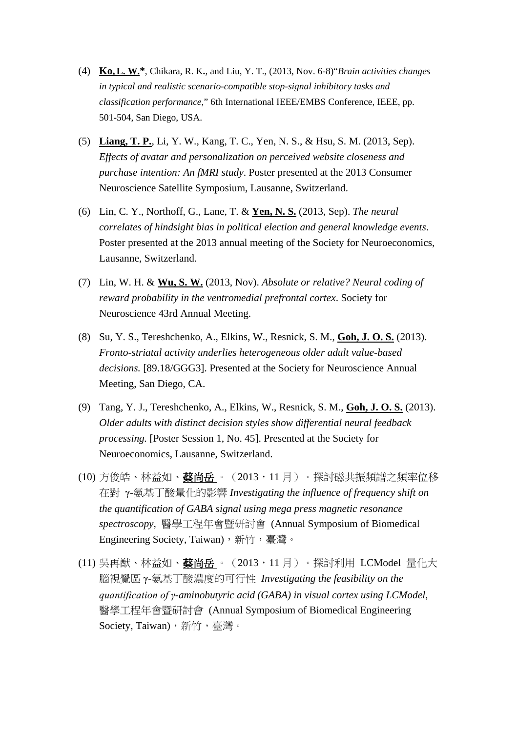(4) **<u>Ko, L. W.</u>\***, Chikara, R. K., and Liu, Y. T., (2013, Nov. 6-8)"*Brain activities changes in typical and realistic scenario-compatible stop-signal inhibitory tasks and classification performance*," 6th International IEEE/EMBS Conference, IEEE, pp. 501-504, San Diego, USA.

(5) **<u>Liang, T. P.</u>**, Li, Y. W., Kang, T. C., Yen, N. S., & Hsu, S. M. (2013, Sep). *Effects of avatar and personalization on perceived website closeness and purchase intention: An fMRI study*. Poster presented at the 2013 Consumer Neuroscience Satellite Symposium, Lausanne, Switzerland.

(6) Lin, C. Y., Northoff, G., Lane, T. & **<u>Yen, N. S.</u>** (2013, Sep). *The neural correlates of hindsight bias in political election and general knowledge events*. Poster presented at the 2013 annual meeting of the Society for Neuroeconomics, Lausanne, Switzerland.

(7) Lin, W. H. & **<u>Wu, S. W.</u>** (2013, Nov). *Absolute or relative? Neural coding of reward probability in the ventromedial prefrontal cortex*. Society for Neuroscience 43rd Annual Meeting.

(8) Su, Y. S., Tereshchenko, A., Elkins, W., Resnick, S. M., **<u>Goh, J. O. S.</u>** (2013). *Fronto-striatal activity underlies heterogeneous older adult value-based decisions.* [89.18/GGG3]. Presented at the Society for Neuroscience Annual Meeting, San Diego, CA.

(9) Tang, Y. J., Tereshchenko, A., Elkins, W., Resnick, S. M., **<u>Goh, J. O. S.</u>** (2013). *Older adults with distinct decision styles show differential neural feedback processing.* [Poster Session 1, No. 45]. Presented at the Society for Neuroeconomics, Lausanne, Switzerland.

(10) 方俊皓、林益如、**<u>蔡尚岳</u>**。（2013，11 月）。探討磁共振頻譜之頻率位移在對 γ-氨基丁酸量化的影響 *Investigating the influence of frequency shift on the quantification of GABA signal using mega press magnetic resonance spectroscopy*, 醫學工程年會暨研討會 (Annual Symposium of Biomedical Engineering Society, Taiwan)，新竹，臺灣。

(11) 吳再猷、林益如、**<u>蔡尚岳</u>**。（2013，11 月）。探討利用 LCModel 量化大腦視覺區 γ-氨基丁酸濃度的可行性 *Investigating the feasibility on the quantification of γ-aminobutyric acid (GABA) in visual cortex using LCModel*, 醫學工程年會暨研討會 (Annual Symposium of Biomedical Engineering Society, Taiwan)，新竹，臺灣。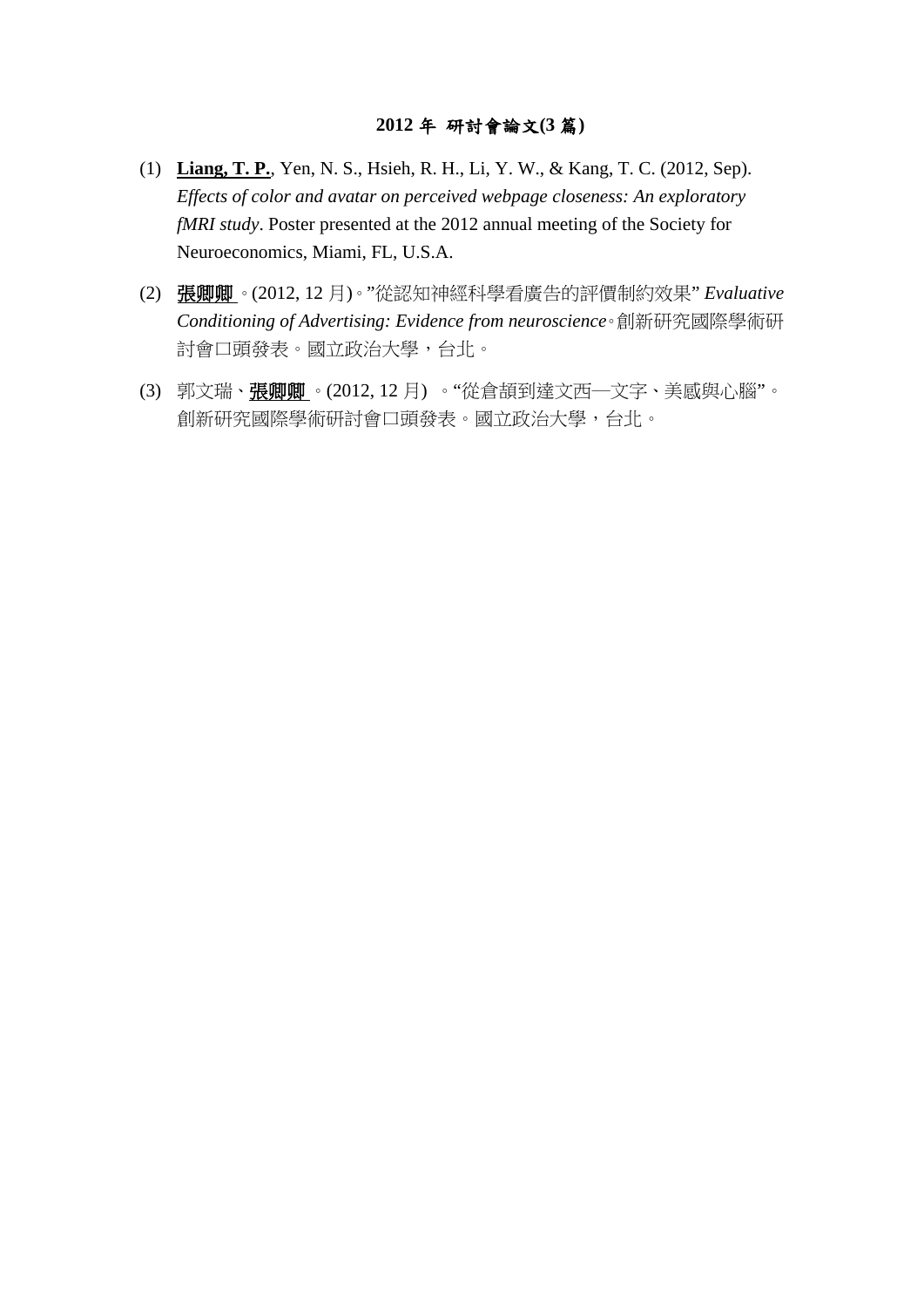## 2012 年 研討會論文(3 篇)

(1) **Liang, T. P.**, Yen, N. S., Hsieh, R. H., Li, Y. W., & Kang, T. C. (2012, Sep). *Effects of color and avatar on perceived webpage closeness: An exploratory fMRI study*. Poster presented at the 2012 annual meeting of the Society for Neuroeconomics, Miami, FL, U.S.A.

(2) **張卿卿**。(2012, 12 月)。"從認知神經科學看廣告的評價制約效果" *Evaluative Conditioning of Advertising: Evidence from neuroscience*。創新研究國際學術研討會口頭發表。國立政治大學，台北。

(3) 郭文瑞、**張卿卿**。(2012, 12 月) 。"從倉頡到達文西—文字、美感與心腦"。創新研究國際學術研討會口頭發表。國立政治大學，台北。